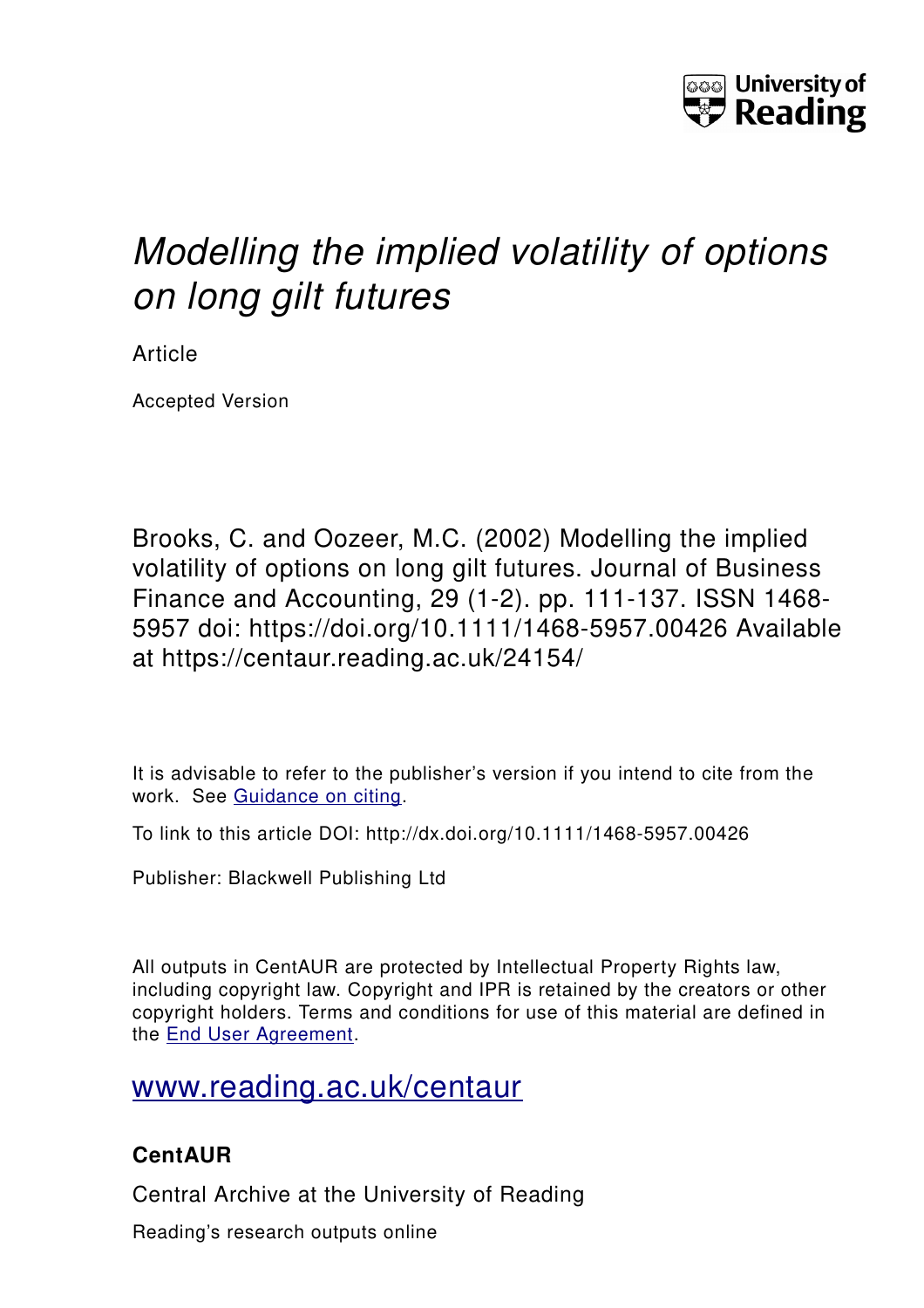University of Reading

# *Modelling the implied volatility of options on long gilt futures*

Article

Accepted Version

Brooks, C. and Oozeer, M.C. (2002) Modelling the implied volatility of options on long gilt futures. Journal of Business Finance and Accounting, 29 (1-2). pp. 111-137. ISSN 1468-5957 doi: https://doi.org/10.1111/1468-5957.00426 Available at https://centaur.reading.ac.uk/24154/

It is advisable to refer to the publisher's version if you intend to cite from the work. See Guidance on citing.

To link to this article DOI: http://dx.doi.org/10.1111/1468-5957.00426

Publisher: Blackwell Publishing Ltd

All outputs in CentAUR are protected by Intellectual Property Rights law, including copyright law. Copyright and IPR is retained by the creators or other copyright holders. Terms and conditions for use of this material are defined in the End User Agreement.

www.reading.ac.uk/centaur

**CentAUR**

Central Archive at the University of Reading

Reading's research outputs online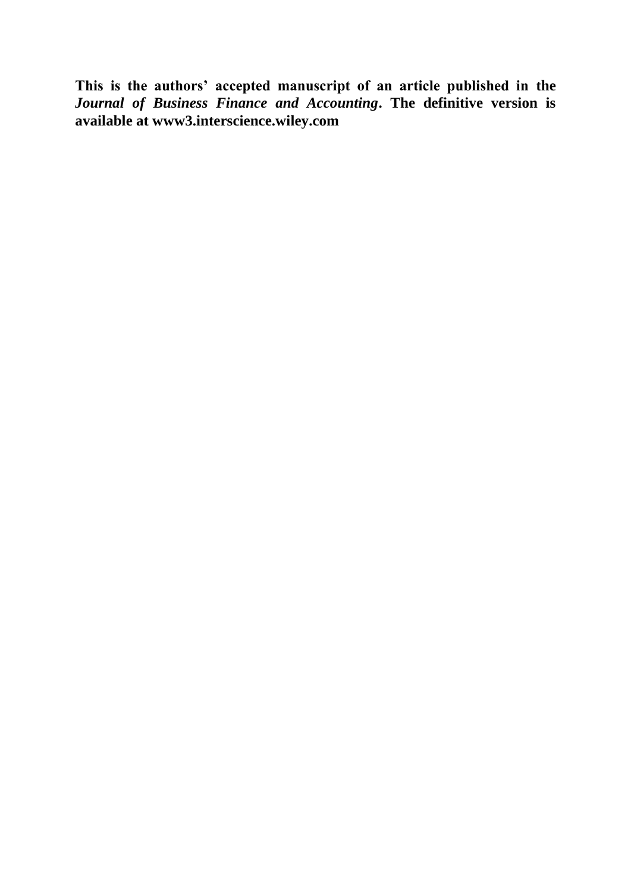**This is the authors' accepted manuscript of an article published in the *Journal of Business Finance and Accounting*. The definitive version is available at www3.interscience.wiley.com**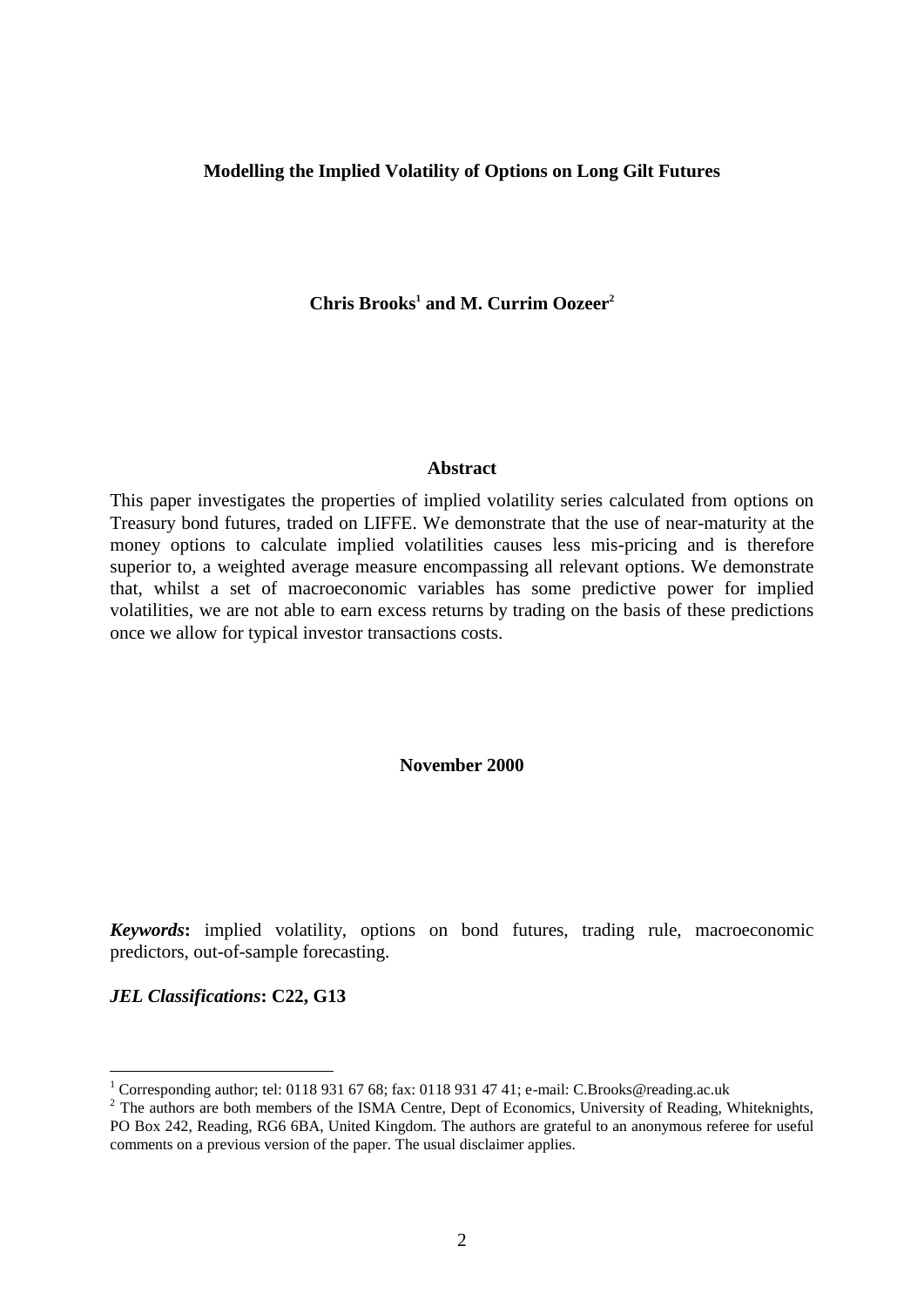# Modelling the Implied Volatility of Options on Long Gilt Futures

**Chris Brooks[1] and M. Currim Oozeer[2]**

## Abstract

This paper investigates the properties of implied volatility series calculated from options on Treasury bond futures, traded on LIFFE. We demonstrate that the use of near-maturity at the money options to calculate implied volatilities causes less mis-pricing and is therefore superior to, a weighted average measure encompassing all relevant options. We demonstrate that, whilst a set of macroeconomic variables has some predictive power for implied volatilities, we are not able to earn excess returns by trading on the basis of these predictions once we allow for typical investor transactions costs.

**November 2000**

***Keywords*:** implied volatility, options on bond futures, trading rule, macroeconomic predictors, out-of-sample forecasting.

***JEL Classifications*: C22, G13**

---

[1] Corresponding author; tel: 0118 931 67 68; fax: 0118 931 47 41; e-mail: C.Brooks@reading.ac.uk

[2] The authors are both members of the ISMA Centre, Dept of Economics, University of Reading, Whiteknights, PO Box 242, Reading, RG6 6BA, United Kingdom. The authors are grateful to an anonymous referee for useful comments on a previous version of the paper. The usual disclaimer applies.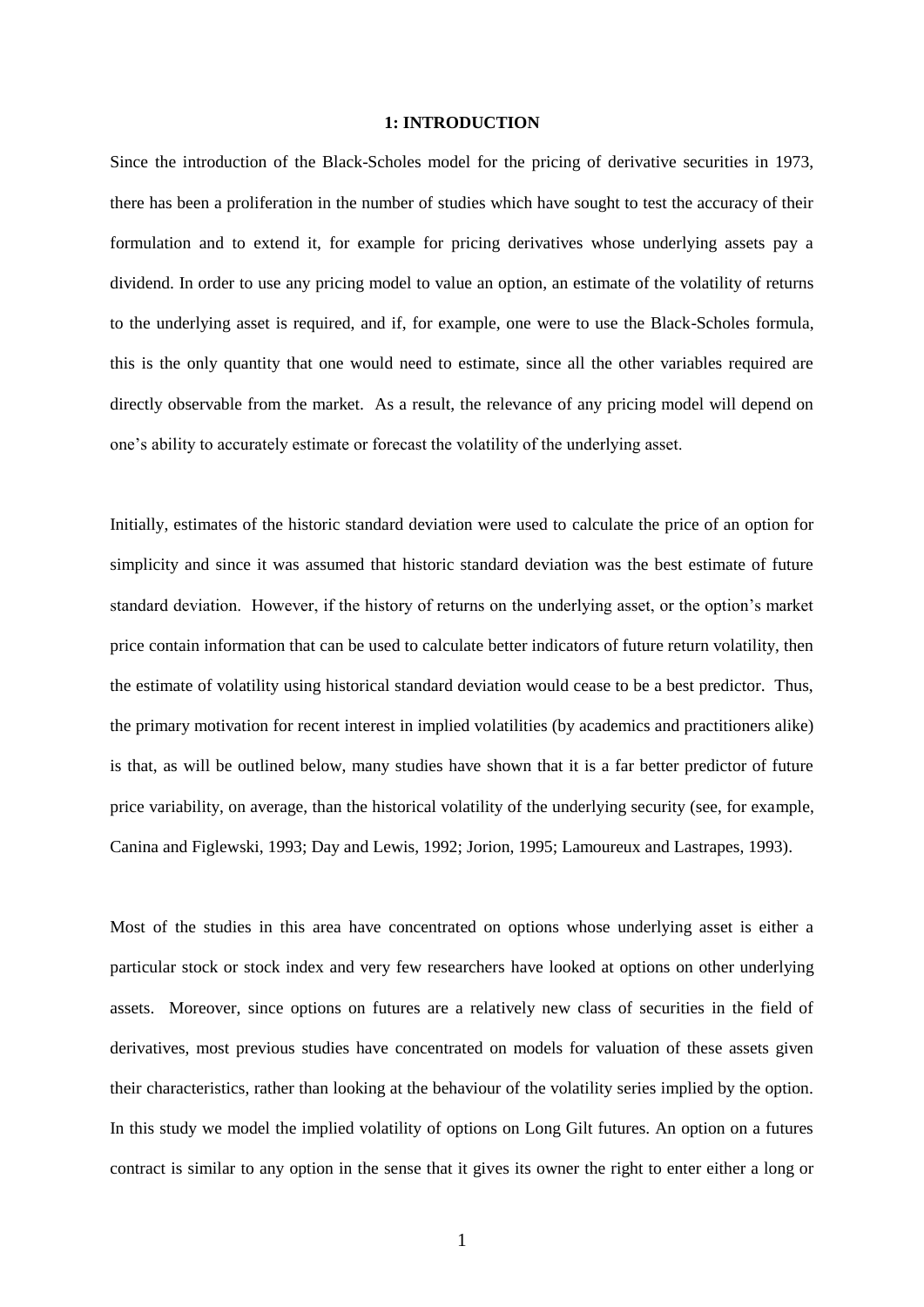## 1: INTRODUCTION

Since the introduction of the Black-Scholes model for the pricing of derivative securities in 1973, there has been a proliferation in the number of studies which have sought to test the accuracy of their formulation and to extend it, for example for pricing derivatives whose underlying assets pay a dividend. In order to use any pricing model to value an option, an estimate of the volatility of returns to the underlying asset is required, and if, for example, one were to use the Black-Scholes formula, this is the only quantity that one would need to estimate, since all the other variables required are directly observable from the market. As a result, the relevance of any pricing model will depend on one's ability to accurately estimate or forecast the volatility of the underlying asset.

Initially, estimates of the historic standard deviation were used to calculate the price of an option for simplicity and since it was assumed that historic standard deviation was the best estimate of future standard deviation. However, if the history of returns on the underlying asset, or the option's market price contain information that can be used to calculate better indicators of future return volatility, then the estimate of volatility using historical standard deviation would cease to be a best predictor. Thus, the primary motivation for recent interest in implied volatilities (by academics and practitioners alike) is that, as will be outlined below, many studies have shown that it is a far better predictor of future price variability, on average, than the historical volatility of the underlying security (see, for example, Canina and Figlewski, 1993; Day and Lewis, 1992; Jorion, 1995; Lamoureux and Lastrapes, 1993).

Most of the studies in this area have concentrated on options whose underlying asset is either a particular stock or stock index and very few researchers have looked at options on other underlying assets. Moreover, since options on futures are a relatively new class of securities in the field of derivatives, most previous studies have concentrated on models for valuation of these assets given their characteristics, rather than looking at the behaviour of the volatility series implied by the option. In this study we model the implied volatility of options on Long Gilt futures. An option on a futures contract is similar to any option in the sense that it gives its owner the right to enter either a long or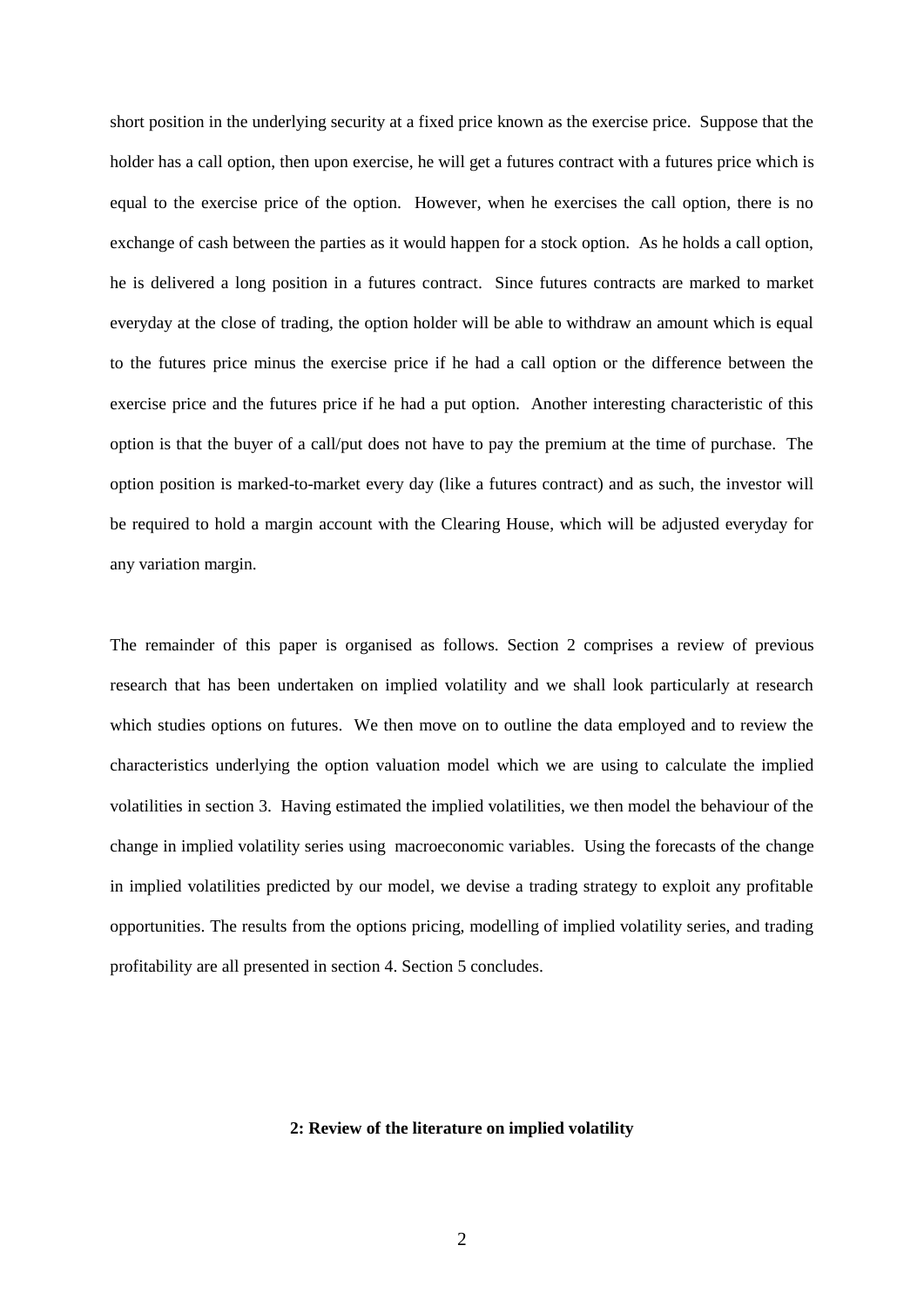short position in the underlying security at a fixed price known as the exercise price. Suppose that the holder has a call option, then upon exercise, he will get a futures contract with a futures price which is equal to the exercise price of the option. However, when he exercises the call option, there is no exchange of cash between the parties as it would happen for a stock option. As he holds a call option, he is delivered a long position in a futures contract. Since futures contracts are marked to market everyday at the close of trading, the option holder will be able to withdraw an amount which is equal to the futures price minus the exercise price if he had a call option or the difference between the exercise price and the futures price if he had a put option. Another interesting characteristic of this option is that the buyer of a call/put does not have to pay the premium at the time of purchase. The option position is marked-to-market every day (like a futures contract) and as such, the investor will be required to hold a margin account with the Clearing House, which will be adjusted everyday for any variation margin.

The remainder of this paper is organised as follows. Section 2 comprises a review of previous research that has been undertaken on implied volatility and we shall look particularly at research which studies options on futures. We then move on to outline the data employed and to review the characteristics underlying the option valuation model which we are using to calculate the implied volatilities in section 3. Having estimated the implied volatilities, we then model the behaviour of the change in implied volatility series using macroeconomic variables. Using the forecasts of the change in implied volatilities predicted by our model, we devise a trading strategy to exploit any profitable opportunities. The results from the options pricing, modelling of implied volatility series, and trading profitability are all presented in section 4. Section 5 concludes.

## 2: Review of the literature on implied volatility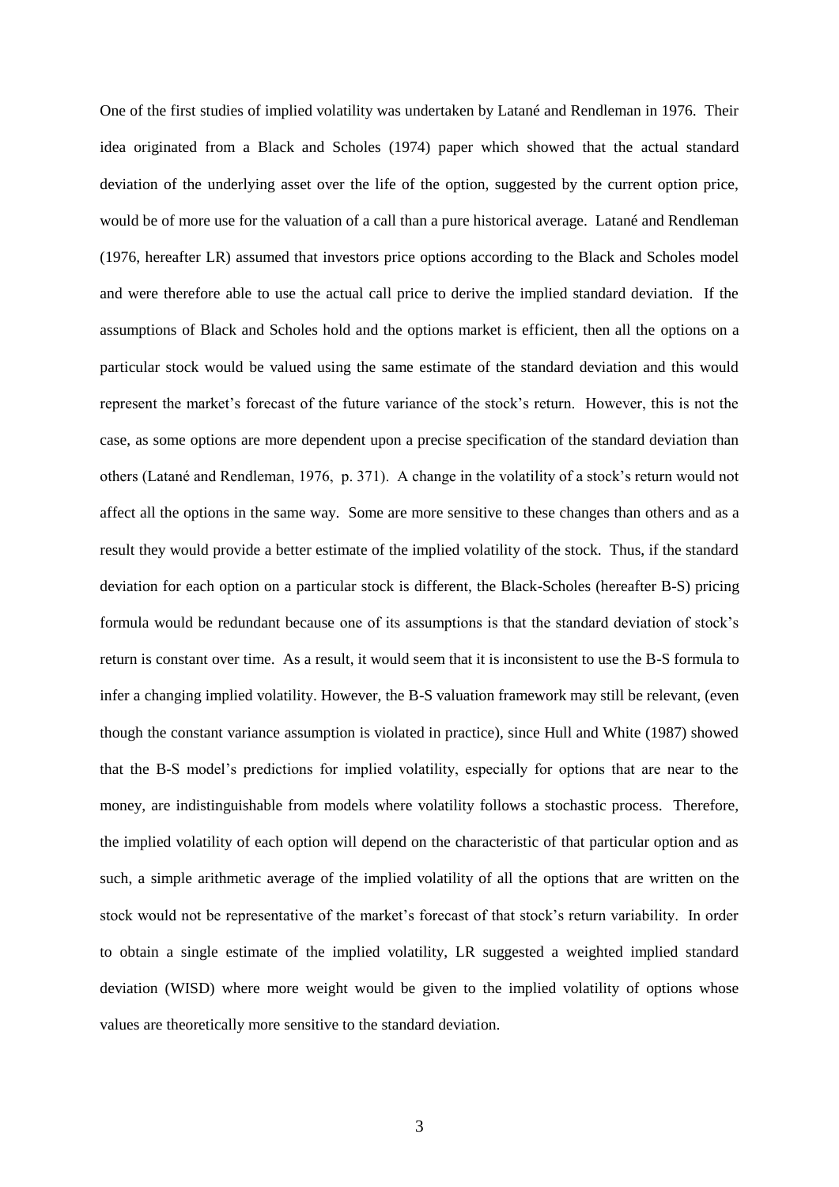One of the first studies of implied volatility was undertaken by Latané and Rendleman in 1976. Their idea originated from a Black and Scholes (1974) paper which showed that the actual standard deviation of the underlying asset over the life of the option, suggested by the current option price, would be of more use for the valuation of a call than a pure historical average. Latané and Rendleman (1976, hereafter LR) assumed that investors price options according to the Black and Scholes model and were therefore able to use the actual call price to derive the implied standard deviation. If the assumptions of Black and Scholes hold and the options market is efficient, then all the options on a particular stock would be valued using the same estimate of the standard deviation and this would represent the market's forecast of the future variance of the stock's return. However, this is not the case, as some options are more dependent upon a precise specification of the standard deviation than others (Latané and Rendleman, 1976, p. 371). A change in the volatility of a stock's return would not affect all the options in the same way. Some are more sensitive to these changes than others and as a result they would provide a better estimate of the implied volatility of the stock. Thus, if the standard deviation for each option on a particular stock is different, the Black-Scholes (hereafter B-S) pricing formula would be redundant because one of its assumptions is that the standard deviation of stock's return is constant over time. As a result, it would seem that it is inconsistent to use the B-S formula to infer a changing implied volatility. However, the B-S valuation framework may still be relevant, (even though the constant variance assumption is violated in practice), since Hull and White (1987) showed that the B-S model's predictions for implied volatility, especially for options that are near to the money, are indistinguishable from models where volatility follows a stochastic process. Therefore, the implied volatility of each option will depend on the characteristic of that particular option and as such, a simple arithmetic average of the implied volatility of all the options that are written on the stock would not be representative of the market's forecast of that stock's return variability. In order to obtain a single estimate of the implied volatility, LR suggested a weighted implied standard deviation (WISD) where more weight would be given to the implied volatility of options whose values are theoretically more sensitive to the standard deviation.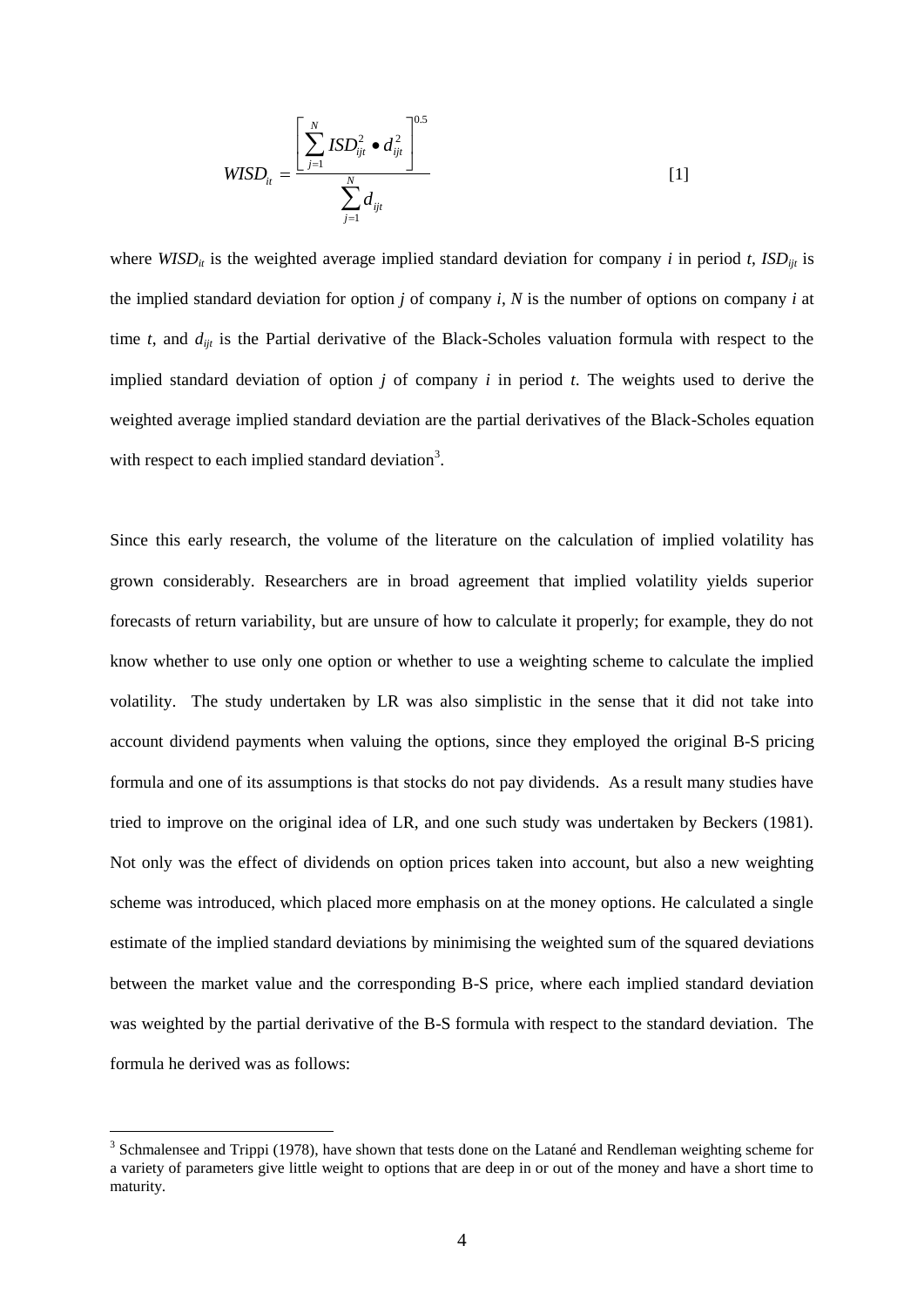$$WISD_{it} = \frac{\left[ \sum_{j=1}^{N} ISD_{ijt}^{2} \bullet d_{ijt}^{2} \right]^{0.5}}{\sum_{j=1}^{N} d_{ijt}} \qquad [1]$$

where $WISD_{it}$ is the weighted average implied standard deviation for company $i$ in period $t$, $ISD_{ijt}$ is the implied standard deviation for option $j$ of company $i$, $N$ is the number of options on company $i$ at time $t$, and $d_{ijt}$ is the Partial derivative of the Black-Scholes valuation formula with respect to the implied standard deviation of option $j$ of company $i$ in period $t$. The weights used to derive the weighted average implied standard deviation are the partial derivatives of the Black-Scholes equation with respect to each implied standard deviation[3].

Since this early research, the volume of the literature on the calculation of implied volatility has grown considerably. Researchers are in broad agreement that implied volatility yields superior forecasts of return variability, but are unsure of how to calculate it properly; for example, they do not know whether to use only one option or whether to use a weighting scheme to calculate the implied volatility. The study undertaken by LR was also simplistic in the sense that it did not take into account dividend payments when valuing the options, since they employed the original B-S pricing formula and one of its assumptions is that stocks do not pay dividends. As a result many studies have tried to improve on the original idea of LR, and one such study was undertaken by Beckers (1981). Not only was the effect of dividends on option prices taken into account, but also a new weighting scheme was introduced, which placed more emphasis on at the money options. He calculated a single estimate of the implied standard deviations by minimising the weighted sum of the squared deviations between the market value and the corresponding B-S price, where each implied standard deviation was weighted by the partial derivative of the B-S formula with respect to the standard deviation. The formula he derived was as follows:

---

[3] Schmalensee and Trippi (1978), have shown that tests done on the Latané and Rendleman weighting scheme for a variety of parameters give little weight to options that are deep in or out of the money and have a short time to maturity.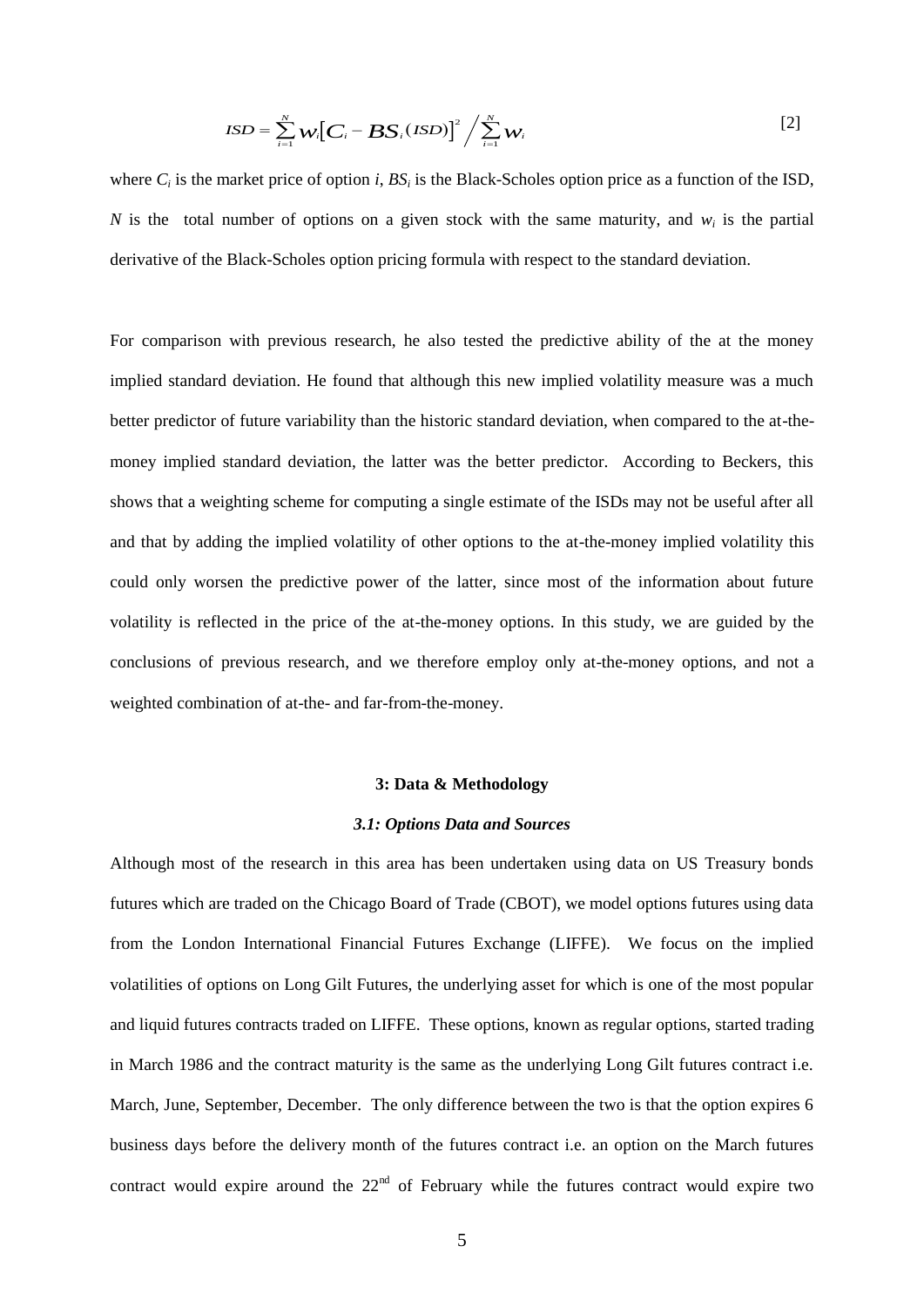$$ISD = \sum_{i=1}^{N} w_i \left[ C_i - BS_i(ISD) \right]^2 \Big/ \sum_{i=1}^{N} w_i \qquad [2]$$

where $C_i$ is the market price of option $i$, $BS_i$ is the Black-Scholes option price as a function of the ISD, $N$ is the total number of options on a given stock with the same maturity, and $w_i$ is the partial derivative of the Black-Scholes option pricing formula with respect to the standard deviation.

For comparison with previous research, he also tested the predictive ability of the at the money implied standard deviation. He found that although this new implied volatility measure was a much better predictor of future variability than the historic standard deviation, when compared to the at-the-money implied standard deviation, the latter was the better predictor. According to Beckers, this shows that a weighting scheme for computing a single estimate of the ISDs may not be useful after all and that by adding the implied volatility of other options to the at-the-money implied volatility this could only worsen the predictive power of the latter, since most of the information about future volatility is reflected in the price of the at-the-money options. In this study, we are guided by the conclusions of previous research, and we therefore employ only at-the-money options, and not a weighted combination of at-the- and far-from-the-money.

## 3: Data & Methodology

### *3.1: Options Data and Sources*

Although most of the research in this area has been undertaken using data on US Treasury bonds futures which are traded on the Chicago Board of Trade (CBOT), we model options futures using data from the London International Financial Futures Exchange (LIFFE). We focus on the implied volatilities of options on Long Gilt Futures, the underlying asset for which is one of the most popular and liquid futures contracts traded on LIFFE. These options, known as regular options, started trading in March 1986 and the contract maturity is the same as the underlying Long Gilt futures contract i.e. March, June, September, December. The only difference between the two is that the option expires 6 business days before the delivery month of the futures contract i.e. an option on the March futures contract would expire around the 22nd of February while the futures contract would expire two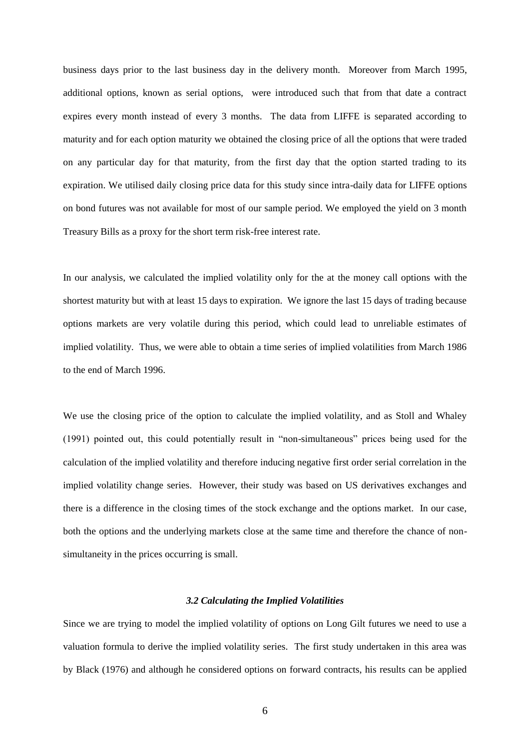business days prior to the last business day in the delivery month. Moreover from March 1995, additional options, known as serial options, were introduced such that from that date a contract expires every month instead of every 3 months. The data from LIFFE is separated according to maturity and for each option maturity we obtained the closing price of all the options that were traded on any particular day for that maturity, from the first day that the option started trading to its expiration. We utilised daily closing price data for this study since intra-daily data for LIFFE options on bond futures was not available for most of our sample period. We employed the yield on 3 month Treasury Bills as a proxy for the short term risk-free interest rate.

In our analysis, we calculated the implied volatility only for the at the money call options with the shortest maturity but with at least 15 days to expiration. We ignore the last 15 days of trading because options markets are very volatile during this period, which could lead to unreliable estimates of implied volatility. Thus, we were able to obtain a time series of implied volatilities from March 1986 to the end of March 1996.

We use the closing price of the option to calculate the implied volatility, and as Stoll and Whaley (1991) pointed out, this could potentially result in "non-simultaneous" prices being used for the calculation of the implied volatility and therefore inducing negative first order serial correlation in the implied volatility change series. However, their study was based on US derivatives exchanges and there is a difference in the closing times of the stock exchange and the options market. In our case, both the options and the underlying markets close at the same time and therefore the chance of non-simultaneity in the prices occurring is small.

### *3.2 Calculating the Implied Volatilities*

Since we are trying to model the implied volatility of options on Long Gilt futures we need to use a valuation formula to derive the implied volatility series. The first study undertaken in this area was by Black (1976) and although he considered options on forward contracts, his results can be applied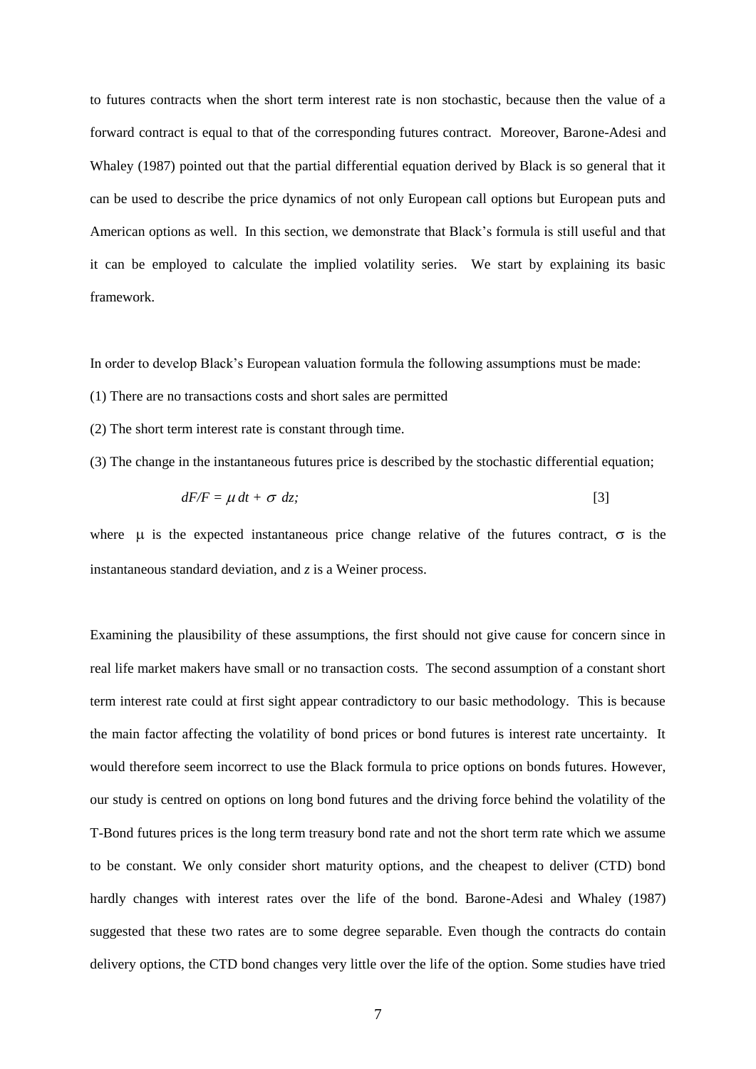to futures contracts when the short term interest rate is non stochastic, because then the value of a forward contract is equal to that of the corresponding futures contract. Moreover, Barone-Adesi and Whaley (1987) pointed out that the partial differential equation derived by Black is so general that it can be used to describe the price dynamics of not only European call options but European puts and American options as well. In this section, we demonstrate that Black's formula is still useful and that it can be employed to calculate the implied volatility series. We start by explaining its basic framework.

In order to develop Black's European valuation formula the following assumptions must be made:

(1) There are no transactions costs and short sales are permitted

(2) The short term interest rate is constant through time.

(3) The change in the instantaneous futures price is described by the stochastic differential equation;

$$dF/F = \mu\, dt + \sigma\ dz; \qquad [3]$$

where $\mu$ is the expected instantaneous price change relative of the futures contract, $\sigma$ is the instantaneous standard deviation, and $z$ is a Weiner process.

Examining the plausibility of these assumptions, the first should not give cause for concern since in real life market makers have small or no transaction costs. The second assumption of a constant short term interest rate could at first sight appear contradictory to our basic methodology. This is because the main factor affecting the volatility of bond prices or bond futures is interest rate uncertainty. It would therefore seem incorrect to use the Black formula to price options on bonds futures. However, our study is centred on options on long bond futures and the driving force behind the volatility of the T-Bond futures prices is the long term treasury bond rate and not the short term rate which we assume to be constant. We only consider short maturity options, and the cheapest to deliver (CTD) bond hardly changes with interest rates over the life of the bond. Barone-Adesi and Whaley (1987) suggested that these two rates are to some degree separable. Even though the contracts do contain delivery options, the CTD bond changes very little over the life of the option. Some studies have tried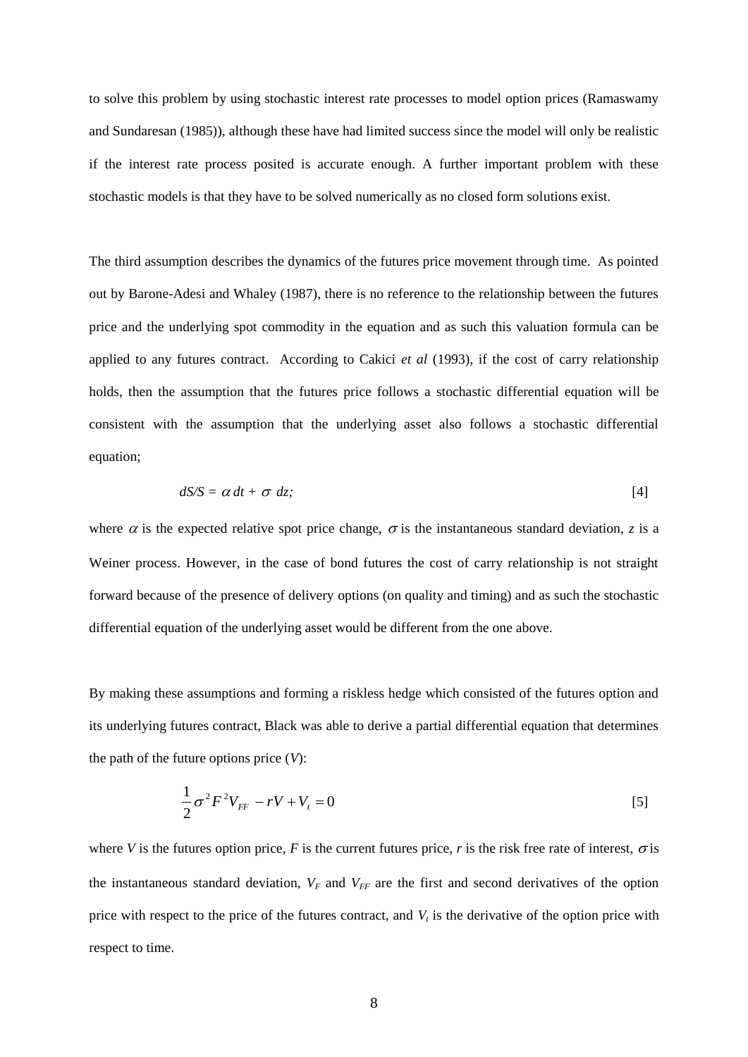to solve this problem by using stochastic interest rate processes to model option prices (Ramaswamy and Sundaresan (1985)), although these have had limited success since the model will only be realistic if the interest rate process posited is accurate enough. A further important problem with these stochastic models is that they have to be solved numerically as no closed form solutions exist.

The third assumption describes the dynamics of the futures price movement through time. As pointed out by Barone-Adesi and Whaley (1987), there is no reference to the relationship between the futures price and the underlying spot commodity in the equation and as such this valuation formula can be applied to any futures contract. According to Cakici *et al* (1993), if the cost of carry relationship holds, then the assumption that the futures price follows a stochastic differential equation will be consistent with the assumption that the underlying asset also follows a stochastic differential equation;

$$dS/S = \alpha\, dt + \sigma\, dz; \qquad [4]$$

where $\alpha$ is the expected relative spot price change, $\sigma$ is the instantaneous standard deviation, $z$ is a Weiner process. However, in the case of bond futures the cost of carry relationship is not straight forward because of the presence of delivery options (on quality and timing) and as such the stochastic differential equation of the underlying asset would be different from the one above.

By making these assumptions and forming a riskless hedge which consisted of the futures option and its underlying futures contract, Black was able to derive a partial differential equation that determines the path of the future options price ($V$):

$$\frac{1}{2}\sigma^2 F^2 V_{FF} - rV + V_t = 0 \qquad [5]$$

where $V$ is the futures option price, $F$ is the current futures price, $r$ is the risk free rate of interest, $\sigma$ is the instantaneous standard deviation, $V_F$ and $V_{FF}$ are the first and second derivatives of the option price with respect to the price of the futures contract, and $V_t$ is the derivative of the option price with respect to time.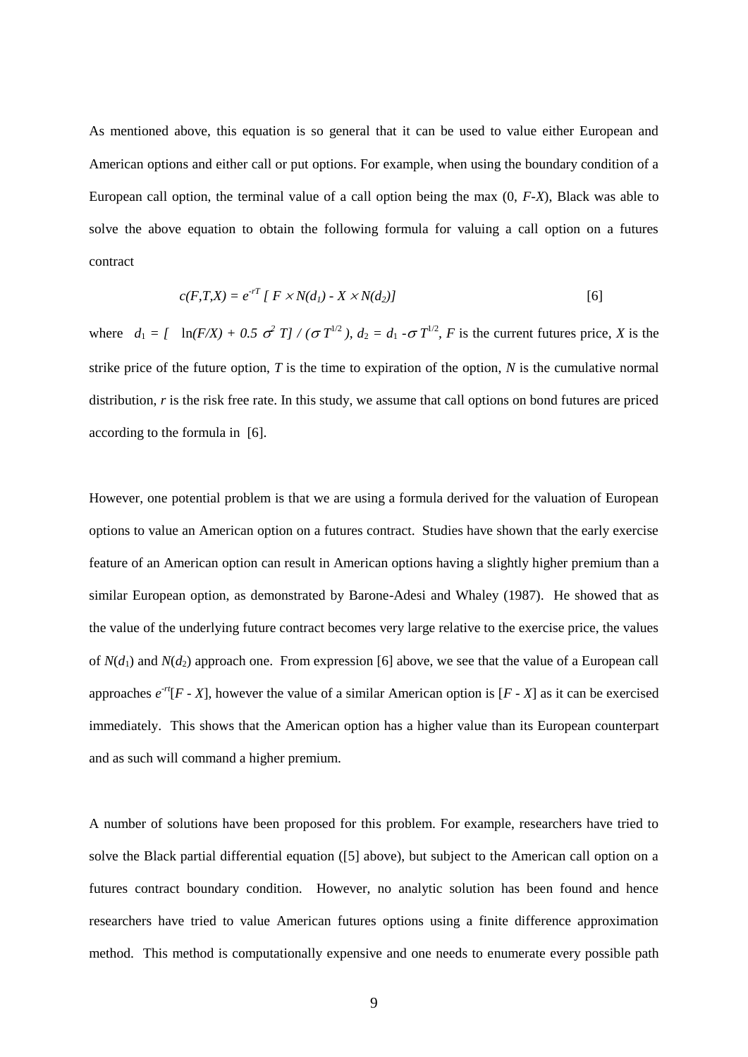As mentioned above, this equation is so general that it can be used to value either European and American options and either call or put options. For example, when using the boundary condition of a European call option, the terminal value of a call option being the max (0, $F$-$X$), Black was able to solve the above equation to obtain the following formula for valuing a call option on a futures contract

$$c(F,T,X) = e^{-rT} [\, F \times N(d_1) - X \times N(d_2)] \qquad [6]$$

where $d_1 = [\ \ln(F/X) + 0.5\ \sigma^2\ T] / (\sigma\, T^{1/2}\ )$, $d_2 = d_1 - \sigma\, T^{1/2}$, $F$ is the current futures price, $X$ is the strike price of the future option, $T$ is the time to expiration of the option, $N$ is the cumulative normal distribution, $r$ is the risk free rate. In this study, we assume that call options on bond futures are priced according to the formula in [6].

However, one potential problem is that we are using a formula derived for the valuation of European options to value an American option on a futures contract. Studies have shown that the early exercise feature of an American option can result in American options having a slightly higher premium than a similar European option, as demonstrated by Barone-Adesi and Whaley (1987). He showed that as the value of the underlying future contract becomes very large relative to the exercise price, the values of $N(d_1)$ and $N(d_2)$ approach one. From expression [6] above, we see that the value of a European call approaches $e^{-rt}[F - X]$, however the value of a similar American option is $[F - X]$ as it can be exercised immediately. This shows that the American option has a higher value than its European counterpart and as such will command a higher premium.

A number of solutions have been proposed for this problem. For example, researchers have tried to solve the Black partial differential equation ([5] above), but subject to the American call option on a futures contract boundary condition. However, no analytic solution has been found and hence researchers have tried to value American futures options using a finite difference approximation method. This method is computationally expensive and one needs to enumerate every possible path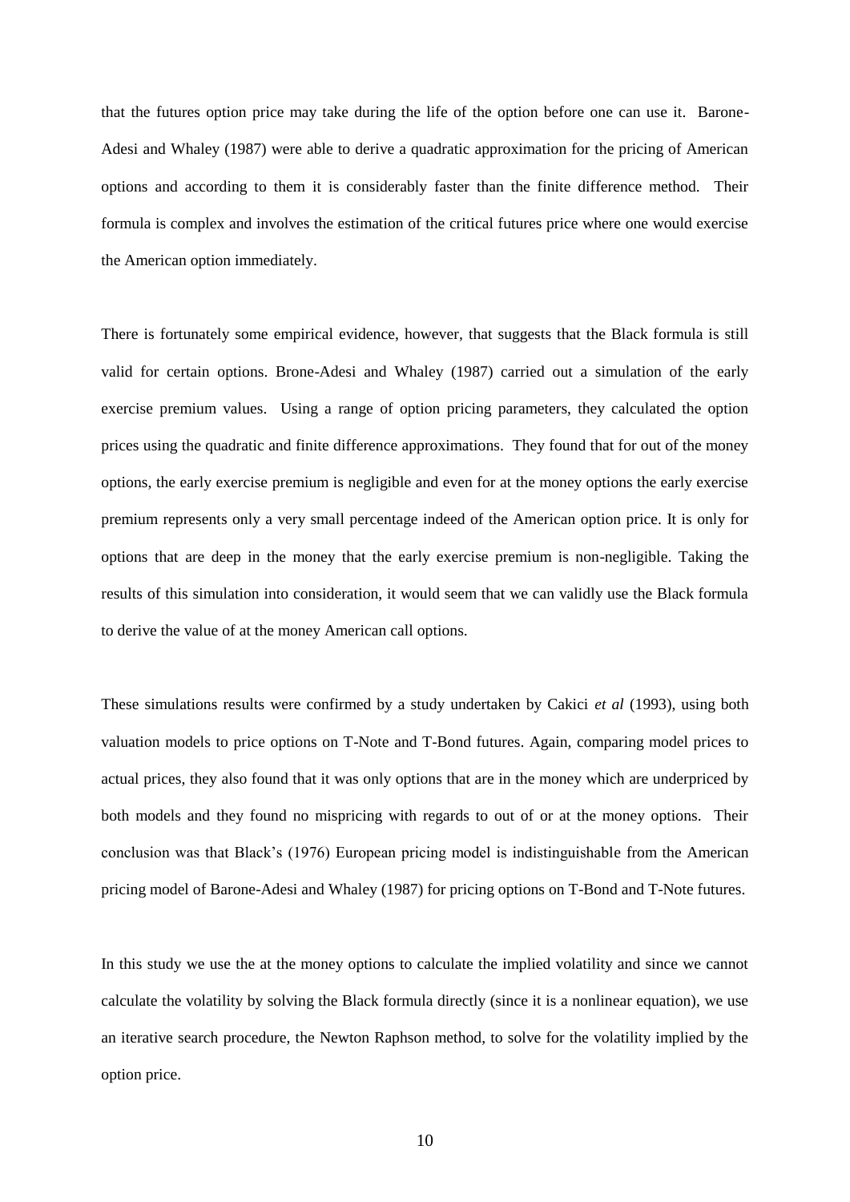that the futures option price may take during the life of the option before one can use it. Barone-Adesi and Whaley (1987) were able to derive a quadratic approximation for the pricing of American options and according to them it is considerably faster than the finite difference method. Their formula is complex and involves the estimation of the critical futures price where one would exercise the American option immediately.

There is fortunately some empirical evidence, however, that suggests that the Black formula is still valid for certain options. Brone-Adesi and Whaley (1987) carried out a simulation of the early exercise premium values. Using a range of option pricing parameters, they calculated the option prices using the quadratic and finite difference approximations. They found that for out of the money options, the early exercise premium is negligible and even for at the money options the early exercise premium represents only a very small percentage indeed of the American option price. It is only for options that are deep in the money that the early exercise premium is non-negligible. Taking the results of this simulation into consideration, it would seem that we can validly use the Black formula to derive the value of at the money American call options.

These simulations results were confirmed by a study undertaken by Cakici *et al* (1993), using both valuation models to price options on T-Note and T-Bond futures. Again, comparing model prices to actual prices, they also found that it was only options that are in the money which are underpriced by both models and they found no mispricing with regards to out of or at the money options. Their conclusion was that Black's (1976) European pricing model is indistinguishable from the American pricing model of Barone-Adesi and Whaley (1987) for pricing options on T-Bond and T-Note futures.

In this study we use the at the money options to calculate the implied volatility and since we cannot calculate the volatility by solving the Black formula directly (since it is a nonlinear equation), we use an iterative search procedure, the Newton Raphson method, to solve for the volatility implied by the option price.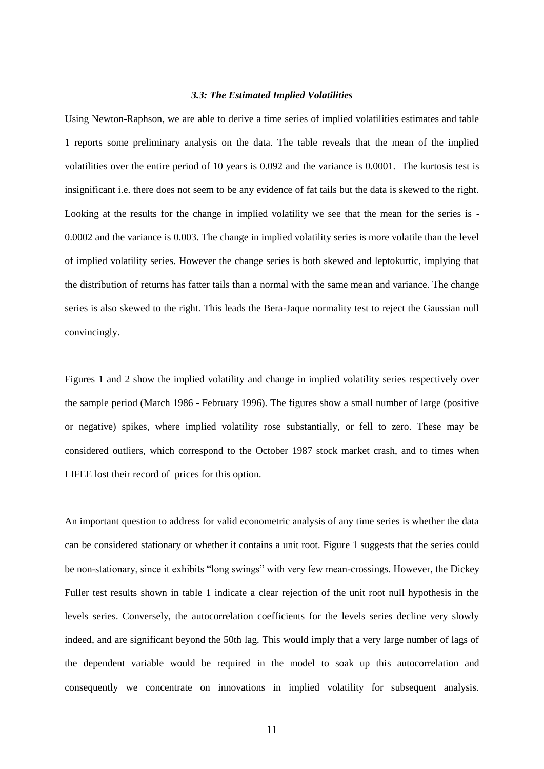### *3.3: The Estimated Implied Volatilities*

Using Newton-Raphson, we are able to derive a time series of implied volatilities estimates and table 1 reports some preliminary analysis on the data. The table reveals that the mean of the implied volatilities over the entire period of 10 years is 0.092 and the variance is 0.0001. The kurtosis test is insignificant i.e. there does not seem to be any evidence of fat tails but the data is skewed to the right. Looking at the results for the change in implied volatility we see that the mean for the series is -0.0002 and the variance is 0.003. The change in implied volatility series is more volatile than the level of implied volatility series. However the change series is both skewed and leptokurtic, implying that the distribution of returns has fatter tails than a normal with the same mean and variance. The change series is also skewed to the right. This leads the Bera-Jaque normality test to reject the Gaussian null convincingly.

Figures 1 and 2 show the implied volatility and change in implied volatility series respectively over the sample period (March 1986 - February 1996). The figures show a small number of large (positive or negative) spikes, where implied volatility rose substantially, or fell to zero. These may be considered outliers, which correspond to the October 1987 stock market crash, and to times when LIFEE lost their record of prices for this option.

An important question to address for valid econometric analysis of any time series is whether the data can be considered stationary or whether it contains a unit root. Figure 1 suggests that the series could be non-stationary, since it exhibits "long swings" with very few mean-crossings. However, the Dickey Fuller test results shown in table 1 indicate a clear rejection of the unit root null hypothesis in the levels series. Conversely, the autocorrelation coefficients for the levels series decline very slowly indeed, and are significant beyond the 50th lag. This would imply that a very large number of lags of the dependent variable would be required in the model to soak up this autocorrelation and consequently we concentrate on innovations in implied volatility for subsequent analysis.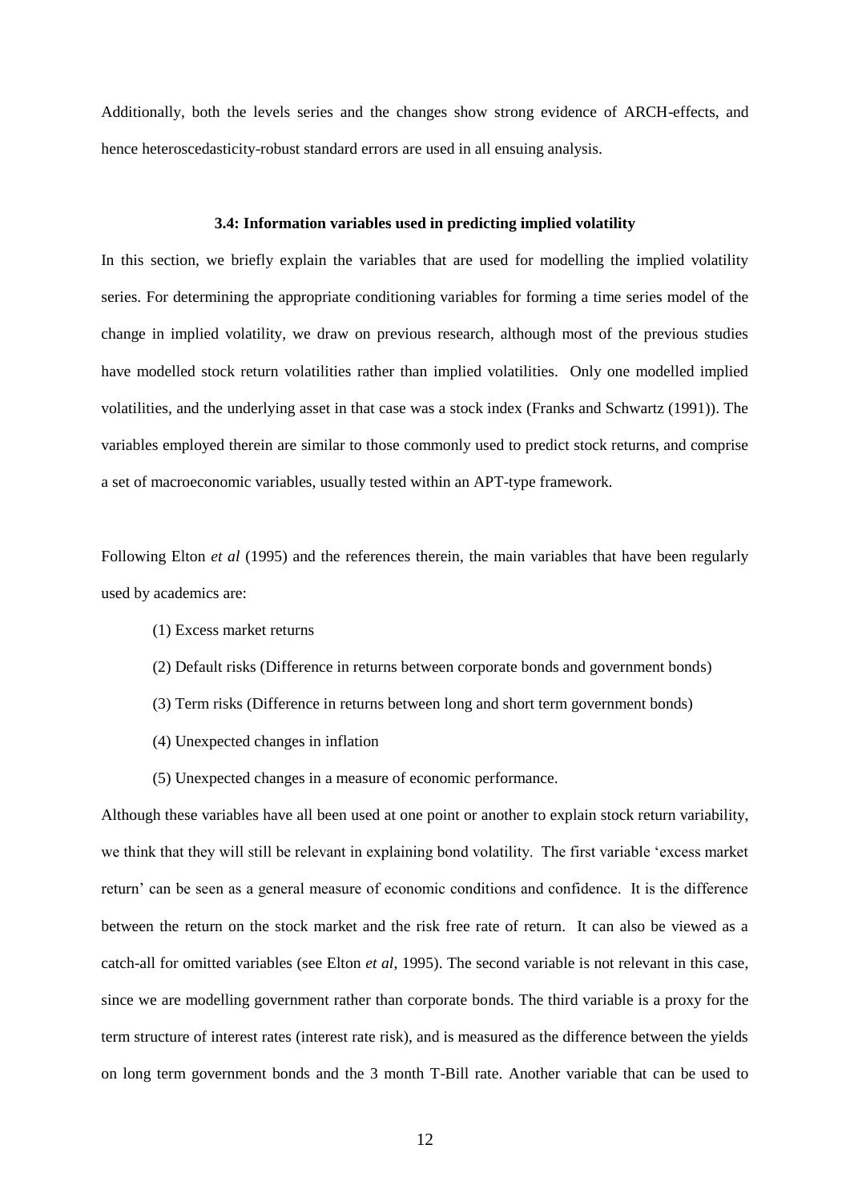Additionally, both the levels series and the changes show strong evidence of ARCH-effects, and hence heteroscedasticity-robust standard errors are used in all ensuing analysis.

### 3.4: Information variables used in predicting implied volatility

In this section, we briefly explain the variables that are used for modelling the implied volatility series. For determining the appropriate conditioning variables for forming a time series model of the change in implied volatility, we draw on previous research, although most of the previous studies have modelled stock return volatilities rather than implied volatilities. Only one modelled implied volatilities, and the underlying asset in that case was a stock index (Franks and Schwartz (1991)). The variables employed therein are similar to those commonly used to predict stock returns, and comprise a set of macroeconomic variables, usually tested within an APT-type framework.

Following Elton *et al* (1995) and the references therein, the main variables that have been regularly used by academics are:

(1) Excess market returns

(2) Default risks (Difference in returns between corporate bonds and government bonds)

(3) Term risks (Difference in returns between long and short term government bonds)

(4) Unexpected changes in inflation

(5) Unexpected changes in a measure of economic performance.

Although these variables have all been used at one point or another to explain stock return variability, we think that they will still be relevant in explaining bond volatility. The first variable 'excess market return' can be seen as a general measure of economic conditions and confidence. It is the difference between the return on the stock market and the risk free rate of return. It can also be viewed as a catch-all for omitted variables (see Elton *et al*, 1995). The second variable is not relevant in this case, since we are modelling government rather than corporate bonds. The third variable is a proxy for the term structure of interest rates (interest rate risk), and is measured as the difference between the yields on long term government bonds and the 3 month T-Bill rate. Another variable that can be used to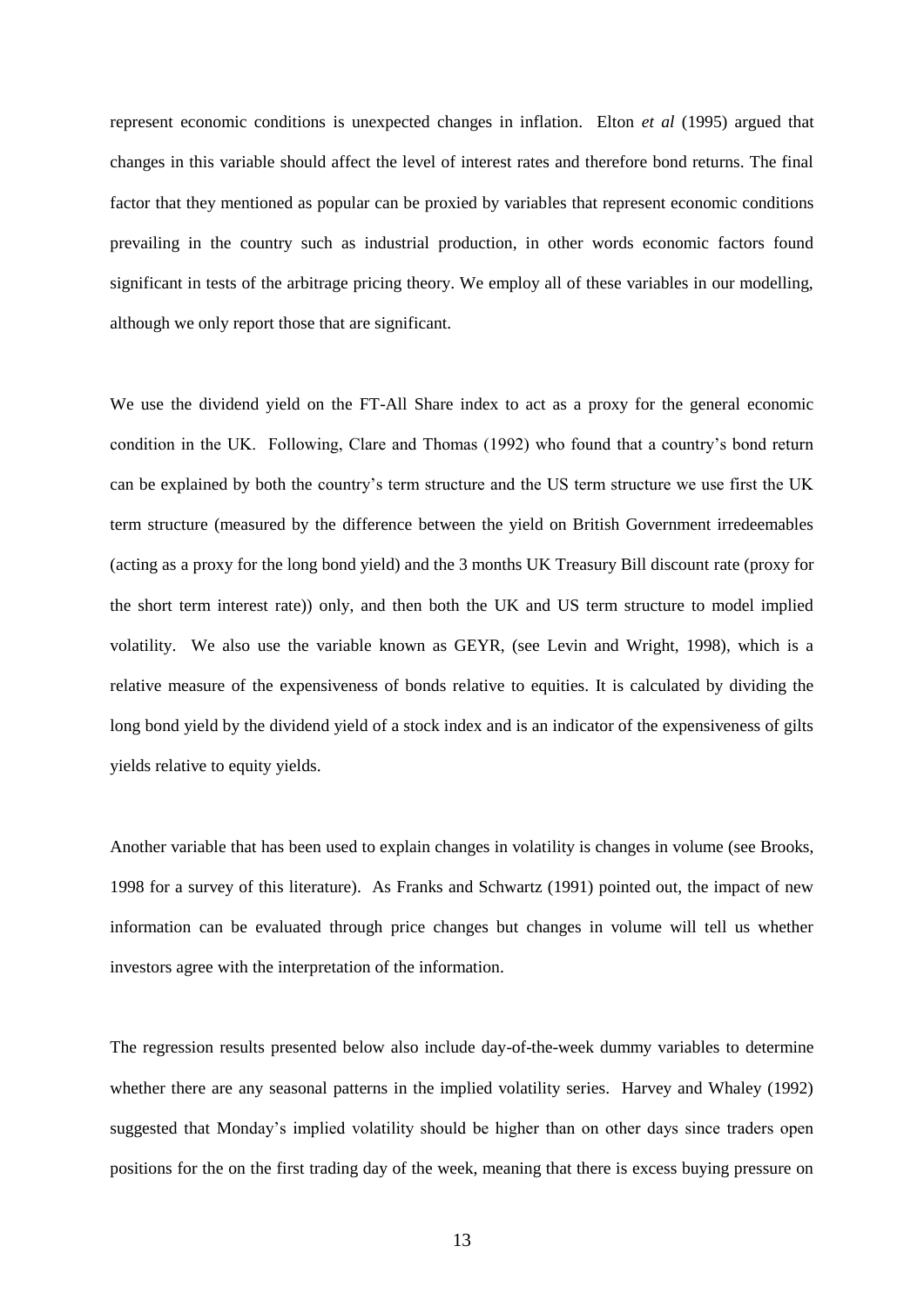represent economic conditions is unexpected changes in inflation. Elton *et al* (1995) argued that changes in this variable should affect the level of interest rates and therefore bond returns. The final factor that they mentioned as popular can be proxied by variables that represent economic conditions prevailing in the country such as industrial production, in other words economic factors found significant in tests of the arbitrage pricing theory. We employ all of these variables in our modelling, although we only report those that are significant.

We use the dividend yield on the FT-All Share index to act as a proxy for the general economic condition in the UK. Following, Clare and Thomas (1992) who found that a country's bond return can be explained by both the country's term structure and the US term structure we use first the UK term structure (measured by the difference between the yield on British Government irredeemables (acting as a proxy for the long bond yield) and the 3 months UK Treasury Bill discount rate (proxy for the short term interest rate)) only, and then both the UK and US term structure to model implied volatility. We also use the variable known as GEYR, (see Levin and Wright, 1998), which is a relative measure of the expensiveness of bonds relative to equities. It is calculated by dividing the long bond yield by the dividend yield of a stock index and is an indicator of the expensiveness of gilts yields relative to equity yields.

Another variable that has been used to explain changes in volatility is changes in volume (see Brooks, 1998 for a survey of this literature). As Franks and Schwartz (1991) pointed out, the impact of new information can be evaluated through price changes but changes in volume will tell us whether investors agree with the interpretation of the information.

The regression results presented below also include day-of-the-week dummy variables to determine whether there are any seasonal patterns in the implied volatility series. Harvey and Whaley (1992) suggested that Monday's implied volatility should be higher than on other days since traders open positions for the on the first trading day of the week, meaning that there is excess buying pressure on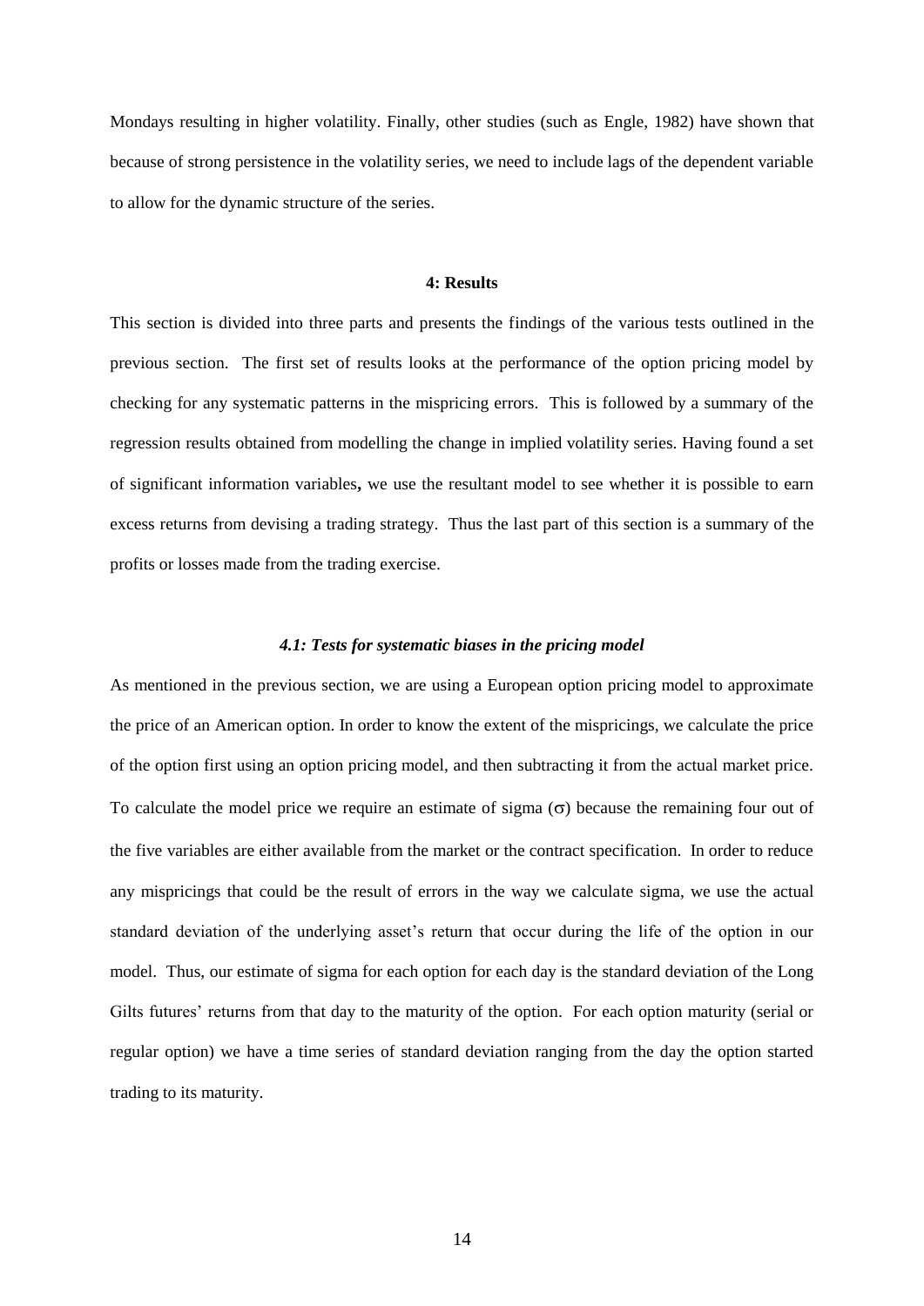Mondays resulting in higher volatility. Finally, other studies (such as Engle, 1982) have shown that because of strong persistence in the volatility series, we need to include lags of the dependent variable to allow for the dynamic structure of the series.

## 4: Results

This section is divided into three parts and presents the findings of the various tests outlined in the previous section. The first set of results looks at the performance of the option pricing model by checking for any systematic patterns in the mispricing errors. This is followed by a summary of the regression results obtained from modelling the change in implied volatility series. Having found a set of significant information variables**,** we use the resultant model to see whether it is possible to earn excess returns from devising a trading strategy. Thus the last part of this section is a summary of the profits or losses made from the trading exercise.

### *4.1: Tests for systematic biases in the pricing model*

As mentioned in the previous section, we are using a European option pricing model to approximate the price of an American option. In order to know the extent of the mispricings, we calculate the price of the option first using an option pricing model, and then subtracting it from the actual market price. To calculate the model price we require an estimate of sigma ($\sigma$) because the remaining four out of the five variables are either available from the market or the contract specification. In order to reduce any mispricings that could be the result of errors in the way we calculate sigma, we use the actual standard deviation of the underlying asset's return that occur during the life of the option in our model. Thus, our estimate of sigma for each option for each day is the standard deviation of the Long Gilts futures' returns from that day to the maturity of the option. For each option maturity (serial or regular option) we have a time series of standard deviation ranging from the day the option started trading to its maturity.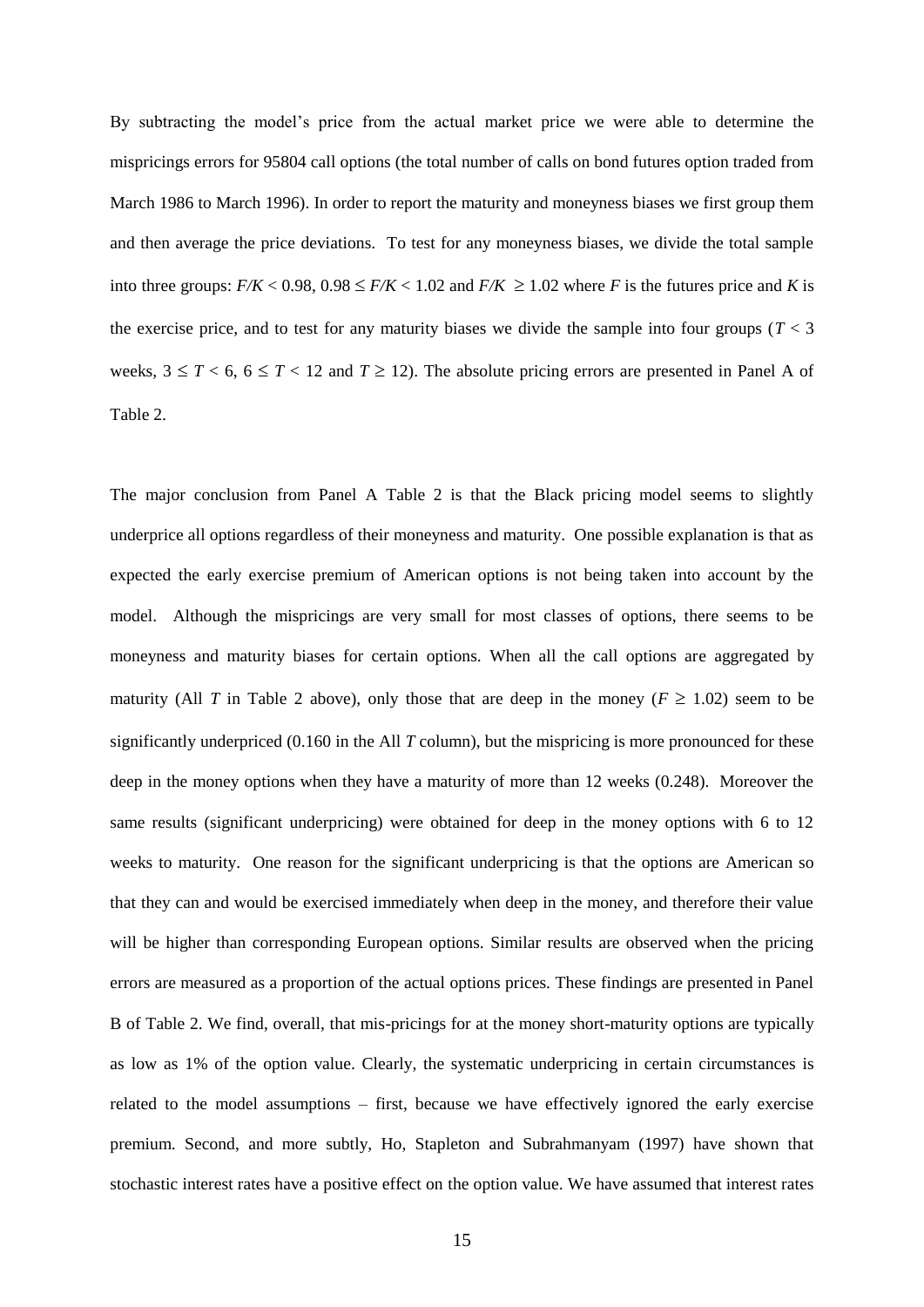By subtracting the model's price from the actual market price we were able to determine the mispricings errors for 95804 call options (the total number of calls on bond futures option traded from March 1986 to March 1996). In order to report the maturity and moneyness biases we first group them and then average the price deviations. To test for any moneyness biases, we divide the total sample into three groups: $F/K < 0.98$, $0.98 \leq F/K < 1.02$ and $F/K \geq 1.02$ where $F$ is the futures price and $K$ is the exercise price, and to test for any maturity biases we divide the sample into four groups ($T < 3$ weeks, $3 \leq T < 6$, $6 \leq T < 12$ and $T \geq 12$). The absolute pricing errors are presented in Panel A of Table 2.

The major conclusion from Panel A Table 2 is that the Black pricing model seems to slightly underprice all options regardless of their moneyness and maturity. One possible explanation is that as expected the early exercise premium of American options is not being taken into account by the model. Although the mispricings are very small for most classes of options, there seems to be moneyness and maturity biases for certain options. When all the call options are aggregated by maturity (All $T$ in Table 2 above), only those that are deep in the money ($F \geq 1.02$) seem to be significantly underpriced (0.160 in the All $T$ column), but the mispricing is more pronounced for these deep in the money options when they have a maturity of more than 12 weeks (0.248). Moreover the same results (significant underpricing) were obtained for deep in the money options with 6 to 12 weeks to maturity. One reason for the significant underpricing is that the options are American so that they can and would be exercised immediately when deep in the money, and therefore their value will be higher than corresponding European options. Similar results are observed when the pricing errors are measured as a proportion of the actual options prices. These findings are presented in Panel B of Table 2. We find, overall, that mis-pricings for at the money short-maturity options are typically as low as 1% of the option value. Clearly, the systematic underpricing in certain circumstances is related to the model assumptions – first, because we have effectively ignored the early exercise premium. Second, and more subtly, Ho, Stapleton and Subrahmanyam (1997) have shown that stochastic interest rates have a positive effect on the option value. We have assumed that interest rates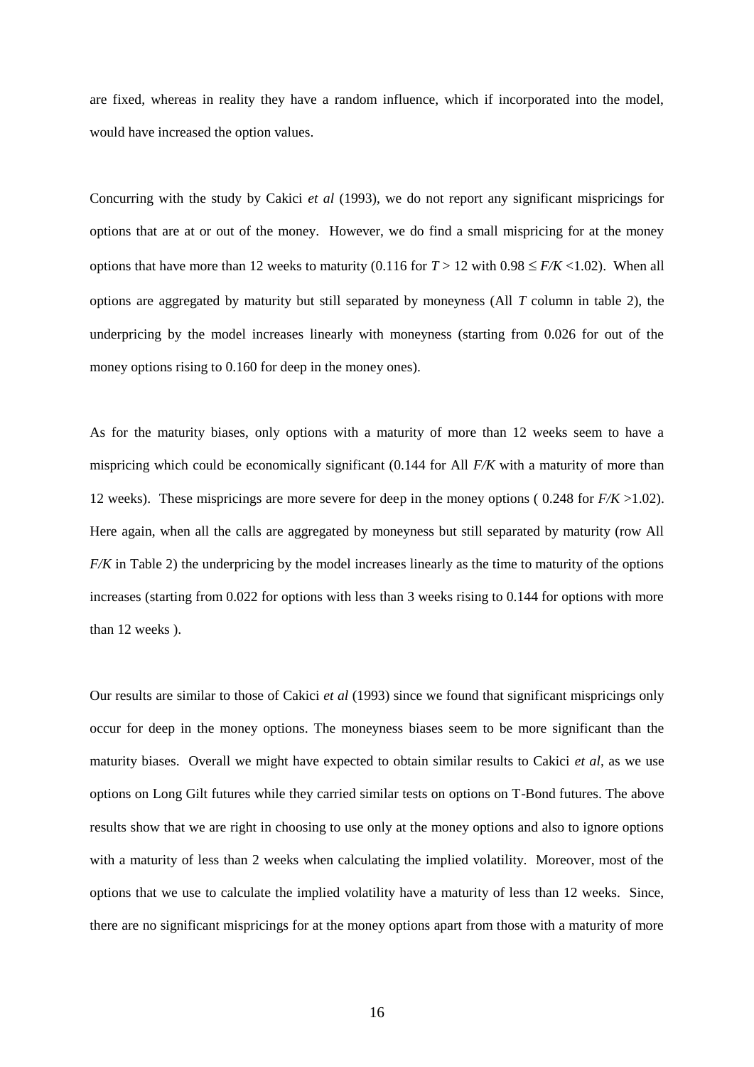are fixed, whereas in reality they have a random influence, which if incorporated into the model, would have increased the option values.

Concurring with the study by Cakici *et al* (1993), we do not report any significant mispricings for options that are at or out of the money. However, we do find a small mispricing for at the money options that have more than 12 weeks to maturity (0.116 for $T > 12$ with $0.98 \leq F/K < 1.02$). When all options are aggregated by maturity but still separated by moneyness (All $T$ column in table 2), the underpricing by the model increases linearly with moneyness (starting from 0.026 for out of the money options rising to 0.160 for deep in the money ones).

As for the maturity biases, only options with a maturity of more than 12 weeks seem to have a mispricing which could be economically significant (0.144 for All $F/K$ with a maturity of more than 12 weeks). These mispricings are more severe for deep in the money options ( 0.248 for $F/K > 1.02$). Here again, when all the calls are aggregated by moneyness but still separated by maturity (row All $F/K$ in Table 2) the underpricing by the model increases linearly as the time to maturity of the options increases (starting from 0.022 for options with less than 3 weeks rising to 0.144 for options with more than 12 weeks ).

Our results are similar to those of Cakici *et al* (1993) since we found that significant mispricings only occur for deep in the money options. The moneyness biases seem to be more significant than the maturity biases. Overall we might have expected to obtain similar results to Cakici *et al*, as we use options on Long Gilt futures while they carried similar tests on options on T-Bond futures. The above results show that we are right in choosing to use only at the money options and also to ignore options with a maturity of less than 2 weeks when calculating the implied volatility. Moreover, most of the options that we use to calculate the implied volatility have a maturity of less than 12 weeks. Since, there are no significant mispricings for at the money options apart from those with a maturity of more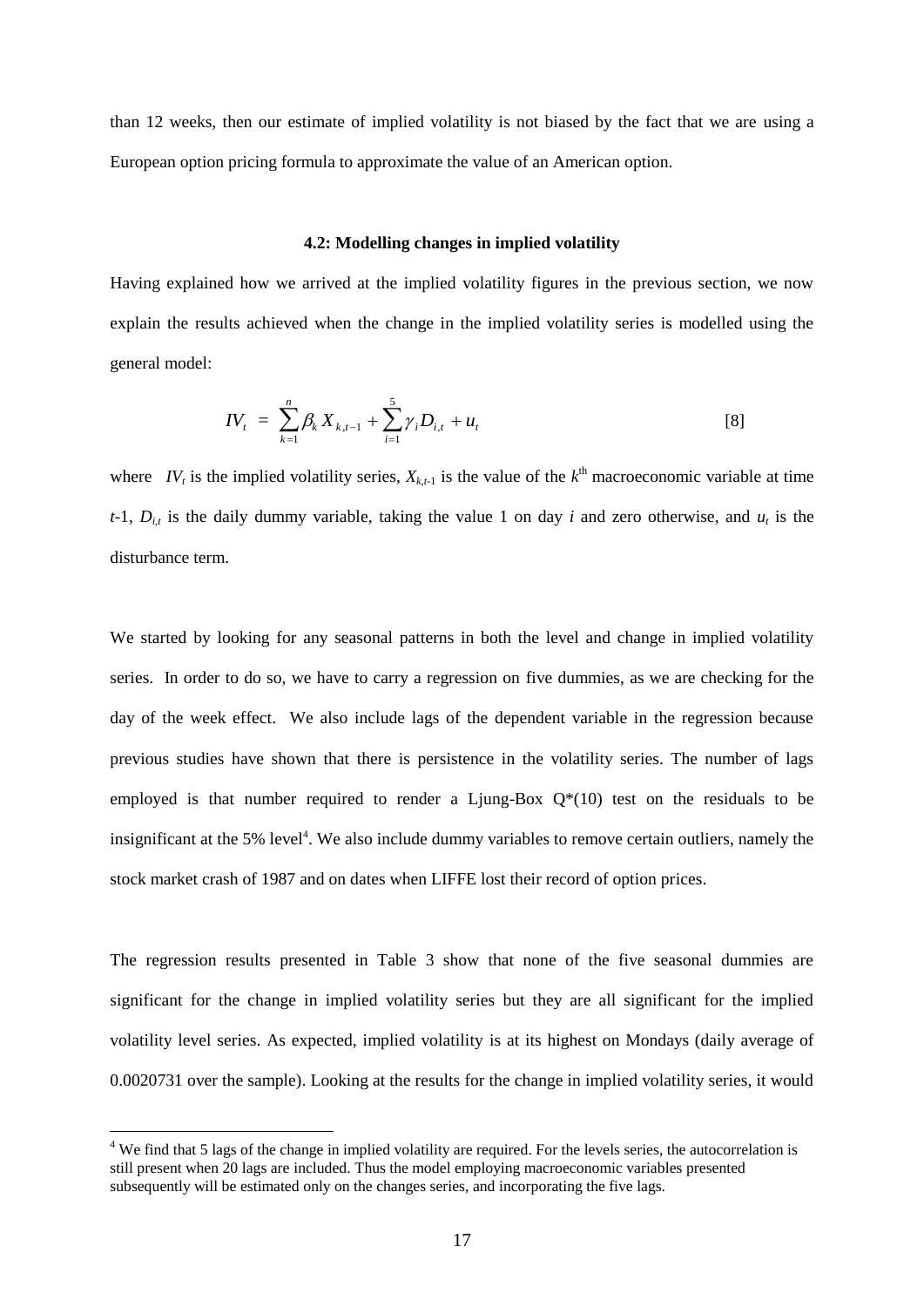than 12 weeks, then our estimate of implied volatility is not biased by the fact that we are using a European option pricing formula to approximate the value of an American option.

### 4.2: Modelling changes in implied volatility

Having explained how we arrived at the implied volatility figures in the previous section, we now explain the results achieved when the change in the implied volatility series is modelled using the general model:

$$IV_t = \sum_{k=1}^{n} \beta_k X_{k,t-1} + \sum_{i=1}^{5} \gamma_i D_{i,t} + u_t \qquad [8]$$

where $IV_t$ is the implied volatility series, $X_{k,t-1}$ is the value of the $k^{\text{th}}$ macroeconomic variable at time $t$-1, $D_{i,t}$ is the daily dummy variable, taking the value 1 on day $i$ and zero otherwise, and $u_t$ is the disturbance term.

We started by looking for any seasonal patterns in both the level and change in implied volatility series. In order to do so, we have to carry a regression on five dummies, as we are checking for the day of the week effect. We also include lags of the dependent variable in the regression because previous studies have shown that there is persistence in the volatility series. The number of lags employed is that number required to render a Ljung-Box Q*(10) test on the residuals to be insignificant at the 5% level[4]. We also include dummy variables to remove certain outliers, namely the stock market crash of 1987 and on dates when LIFFE lost their record of option prices.

The regression results presented in Table 3 show that none of the five seasonal dummies are significant for the change in implied volatility series but they are all significant for the implied volatility level series. As expected, implied volatility is at its highest on Mondays (daily average of 0.0020731 over the sample). Looking at the results for the change in implied volatility series, it would

[4] We find that 5 lags of the change in implied volatility are required. For the levels series, the autocorrelation is still present when 20 lags are included. Thus the model employing macroeconomic variables presented subsequently will be estimated only on the changes series, and incorporating the five lags.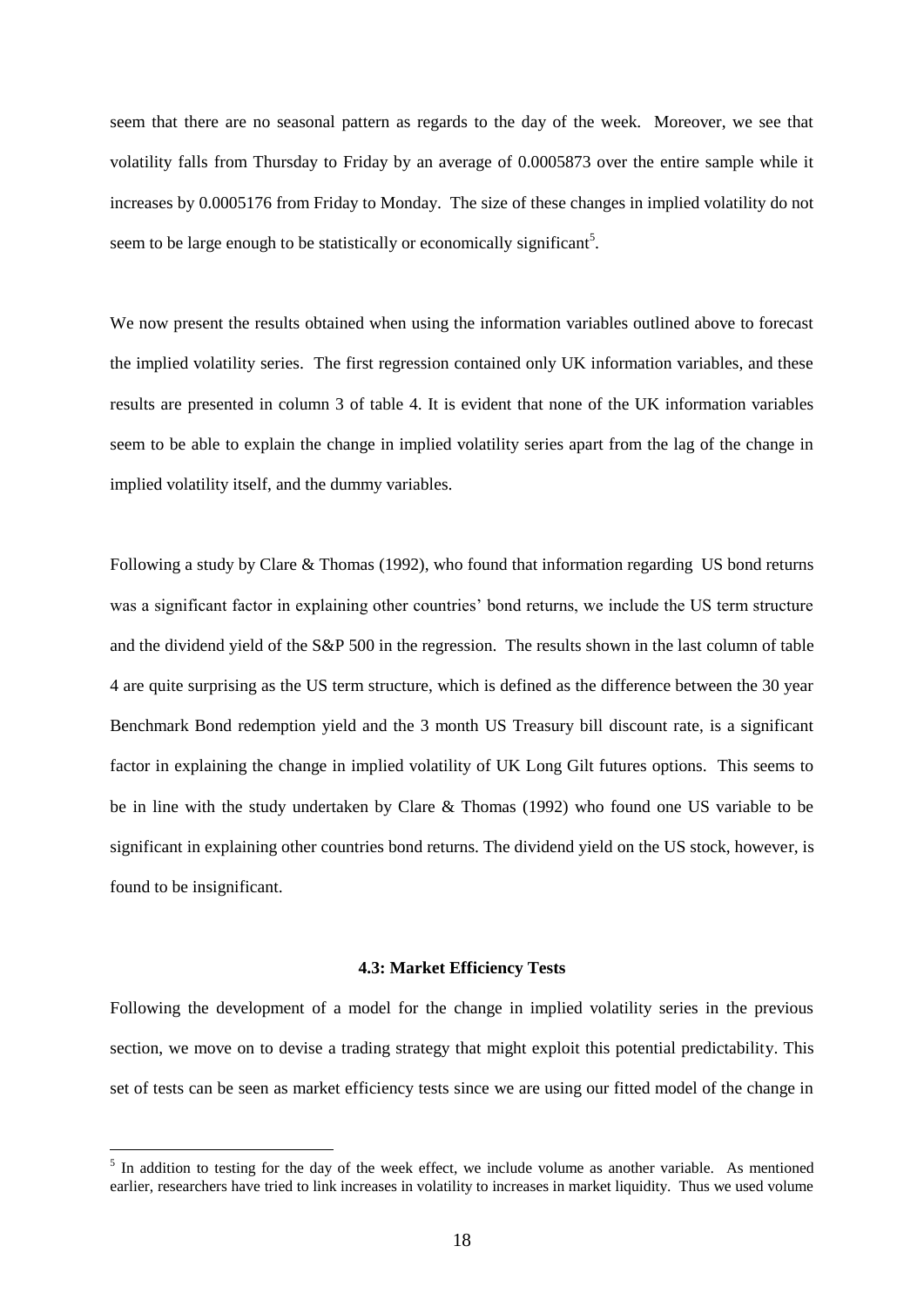seem that there are no seasonal pattern as regards to the day of the week. Moreover, we see that volatility falls from Thursday to Friday by an average of 0.0005873 over the entire sample while it increases by 0.0005176 from Friday to Monday. The size of these changes in implied volatility do not seem to be large enough to be statistically or economically significant[5].

We now present the results obtained when using the information variables outlined above to forecast the implied volatility series. The first regression contained only UK information variables, and these results are presented in column 3 of table 4. It is evident that none of the UK information variables seem to be able to explain the change in implied volatility series apart from the lag of the change in implied volatility itself, and the dummy variables.

Following a study by Clare & Thomas (1992), who found that information regarding US bond returns was a significant factor in explaining other countries' bond returns, we include the US term structure and the dividend yield of the S&P 500 in the regression. The results shown in the last column of table 4 are quite surprising as the US term structure, which is defined as the difference between the 30 year Benchmark Bond redemption yield and the 3 month US Treasury bill discount rate, is a significant factor in explaining the change in implied volatility of UK Long Gilt futures options. This seems to be in line with the study undertaken by Clare & Thomas (1992) who found one US variable to be significant in explaining other countries bond returns. The dividend yield on the US stock, however, is found to be insignificant.

#### 4.3: Market Efficiency Tests

Following the development of a model for the change in implied volatility series in the previous section, we move on to devise a trading strategy that might exploit this potential predictability. This set of tests can be seen as market efficiency tests since we are using our fitted model of the change in

[5] In addition to testing for the day of the week effect, we include volume as another variable. As mentioned earlier, researchers have tried to link increases in volatility to increases in market liquidity. Thus we used volume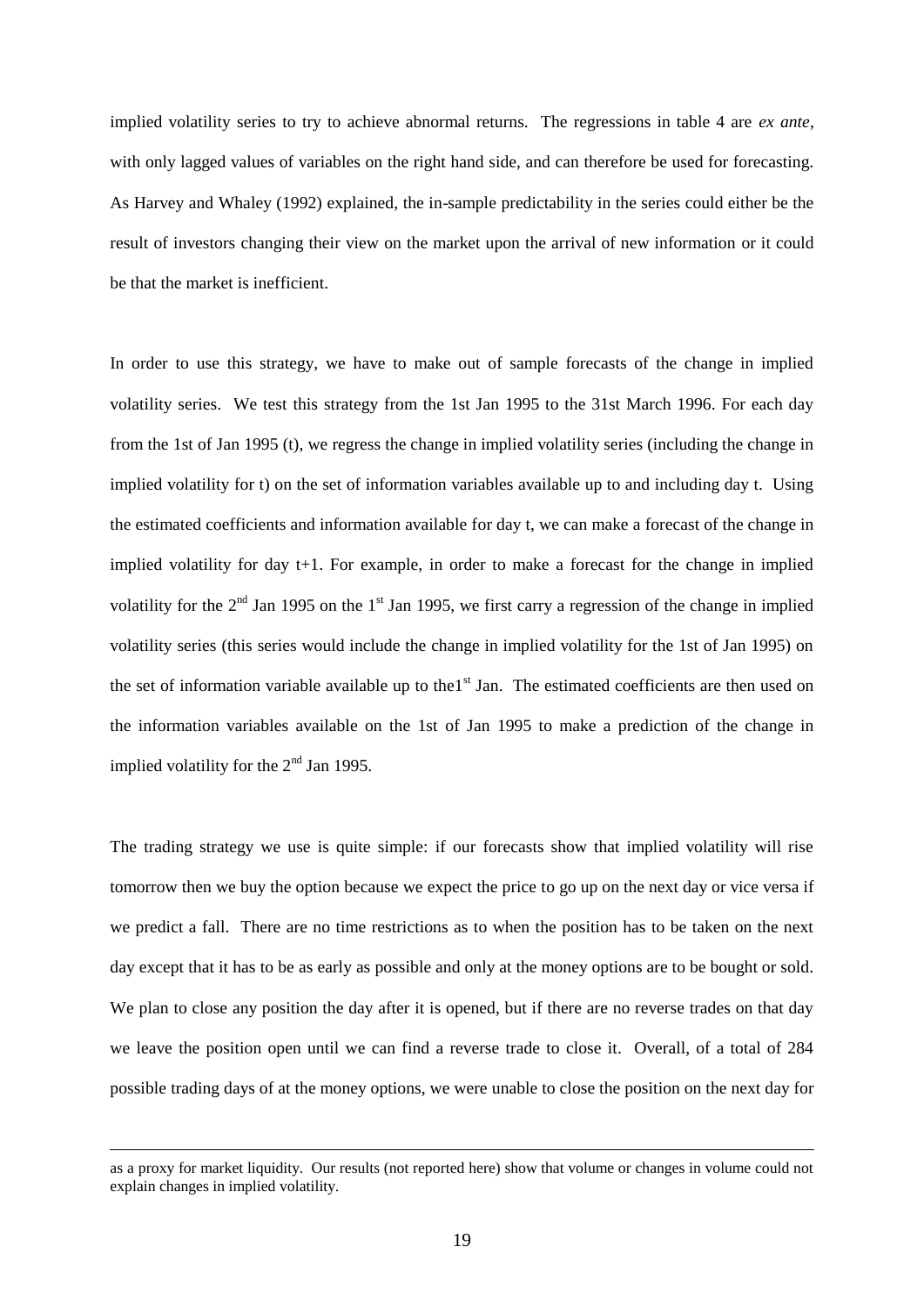implied volatility series to try to achieve abnormal returns. The regressions in table 4 are *ex ante*, with only lagged values of variables on the right hand side, and can therefore be used for forecasting. As Harvey and Whaley (1992) explained, the in-sample predictability in the series could either be the result of investors changing their view on the market upon the arrival of new information or it could be that the market is inefficient.

In order to use this strategy, we have to make out of sample forecasts of the change in implied volatility series. We test this strategy from the 1st Jan 1995 to the 31st March 1996. For each day from the 1st of Jan 1995 (t), we regress the change in implied volatility series (including the change in implied volatility for t) on the set of information variables available up to and including day t. Using the estimated coefficients and information available for day t, we can make a forecast of the change in implied volatility for day t+1. For example, in order to make a forecast for the change in implied volatility for the 2nd Jan 1995 on the 1st Jan 1995, we first carry a regression of the change in implied volatility series (this series would include the change in implied volatility for the 1st of Jan 1995) on the set of information variable available up to the1st Jan. The estimated coefficients are then used on the information variables available on the 1st of Jan 1995 to make a prediction of the change in implied volatility for the 2nd Jan 1995.

The trading strategy we use is quite simple: if our forecasts show that implied volatility will rise tomorrow then we buy the option because we expect the price to go up on the next day or vice versa if we predict a fall. There are no time restrictions as to when the position has to be taken on the next day except that it has to be as early as possible and only at the money options are to be bought or sold. We plan to close any position the day after it is opened, but if there are no reverse trades on that day we leave the position open until we can find a reverse trade to close it. Overall, of a total of 284 possible trading days of at the money options, we were unable to close the position on the next day for

as a proxy for market liquidity. Our results (not reported here) show that volume or changes in volume could not explain changes in implied volatility.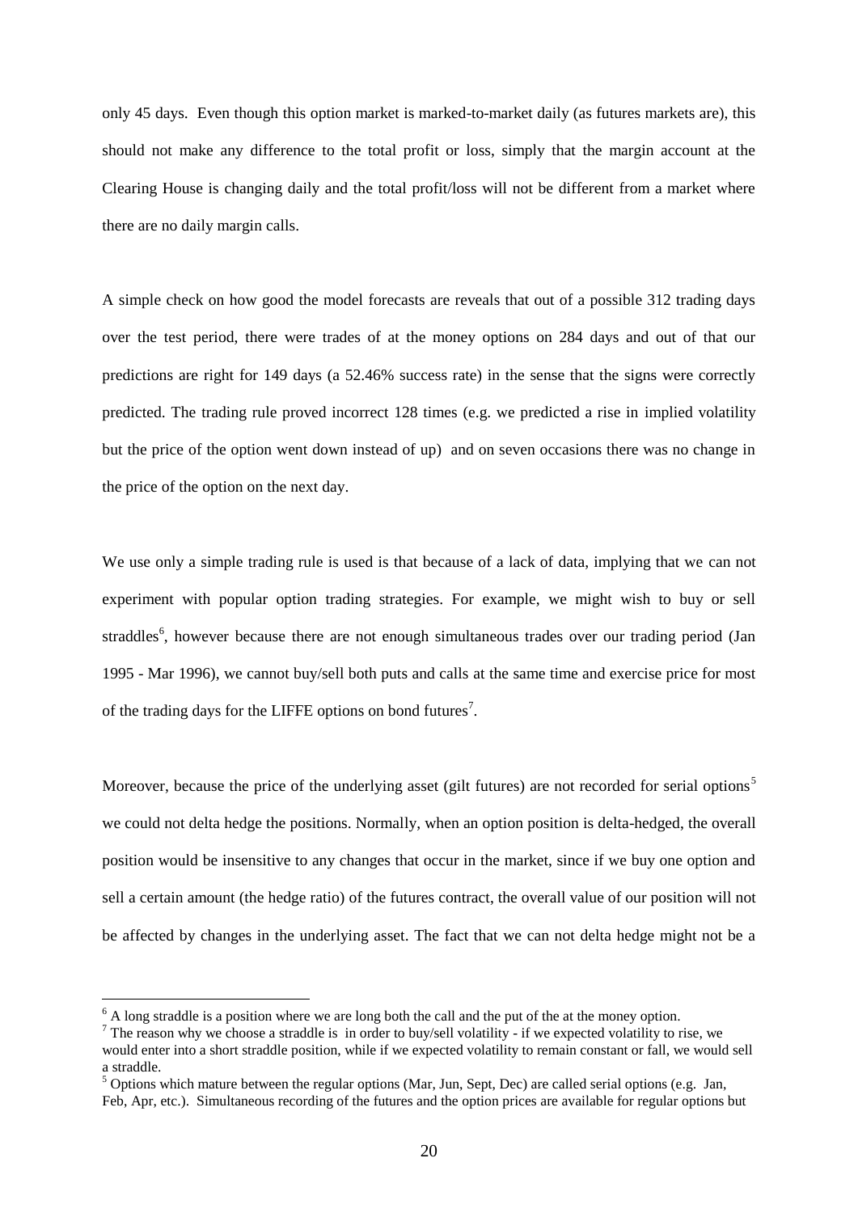only 45 days. Even though this option market is marked-to-market daily (as futures markets are), this should not make any difference to the total profit or loss, simply that the margin account at the Clearing House is changing daily and the total profit/loss will not be different from a market where there are no daily margin calls.

A simple check on how good the model forecasts are reveals that out of a possible 312 trading days over the test period, there were trades of at the money options on 284 days and out of that our predictions are right for 149 days (a 52.46% success rate) in the sense that the signs were correctly predicted. The trading rule proved incorrect 128 times (e.g. we predicted a rise in implied volatility but the price of the option went down instead of up) and on seven occasions there was no change in the price of the option on the next day.

We use only a simple trading rule is used is that because of a lack of data, implying that we can not experiment with popular option trading strategies. For example, we might wish to buy or sell straddles[6], however because there are not enough simultaneous trades over our trading period (Jan 1995 - Mar 1996), we cannot buy/sell both puts and calls at the same time and exercise price for most of the trading days for the LIFFE options on bond futures[7].

Moreover, because the price of the underlying asset (gilt futures) are not recorded for serial options[5] we could not delta hedge the positions. Normally, when an option position is delta-hedged, the overall position would be insensitive to any changes that occur in the market, since if we buy one option and sell a certain amount (the hedge ratio) of the futures contract, the overall value of our position will not be affected by changes in the underlying asset. The fact that we can not delta hedge might not be a

---

[6] A long straddle is a position where we are long both the call and the put of the at the money option.

[7] The reason why we choose a straddle is in order to buy/sell volatility - if we expected volatility to rise, we would enter into a short straddle position, while if we expected volatility to remain constant or fall, we would sell a straddle.

[5] Options which mature between the regular options (Mar, Jun, Sept, Dec) are called serial options (e.g. Jan, Feb, Apr, etc.). Simultaneous recording of the futures and the option prices are available for regular options but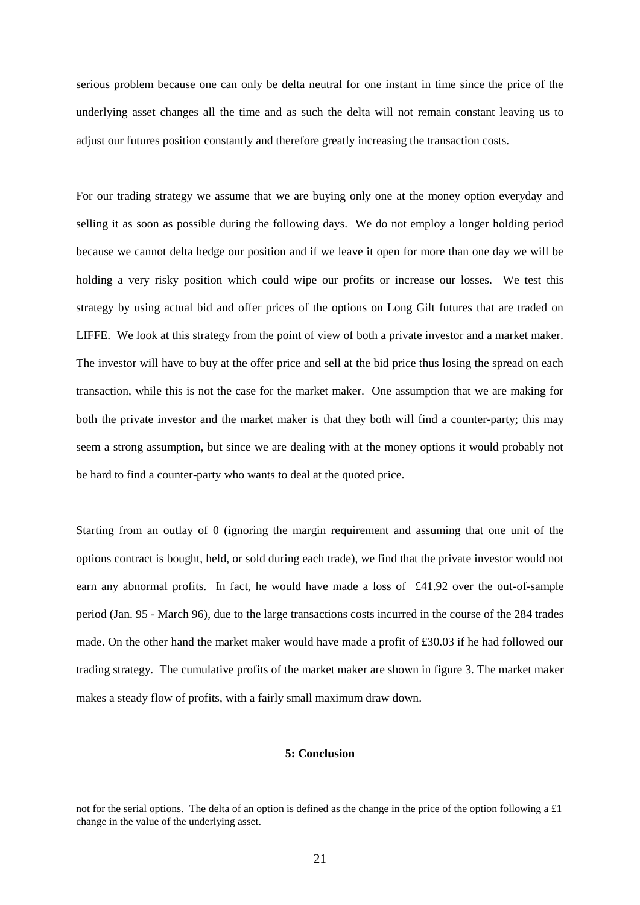serious problem because one can only be delta neutral for one instant in time since the price of the underlying asset changes all the time and as such the delta will not remain constant leaving us to adjust our futures position constantly and therefore greatly increasing the transaction costs.

For our trading strategy we assume that we are buying only one at the money option everyday and selling it as soon as possible during the following days. We do not employ a longer holding period because we cannot delta hedge our position and if we leave it open for more than one day we will be holding a very risky position which could wipe our profits or increase our losses. We test this strategy by using actual bid and offer prices of the options on Long Gilt futures that are traded on LIFFE. We look at this strategy from the point of view of both a private investor and a market maker. The investor will have to buy at the offer price and sell at the bid price thus losing the spread on each transaction, while this is not the case for the market maker. One assumption that we are making for both the private investor and the market maker is that they both will find a counter-party; this may seem a strong assumption, but since we are dealing with at the money options it would probably not be hard to find a counter-party who wants to deal at the quoted price.

Starting from an outlay of 0 (ignoring the margin requirement and assuming that one unit of the options contract is bought, held, or sold during each trade), we find that the private investor would not earn any abnormal profits. In fact, he would have made a loss of £41.92 over the out-of-sample period (Jan. 95 - March 96), due to the large transactions costs incurred in the course of the 284 trades made. On the other hand the market maker would have made a profit of £30.03 if he had followed our trading strategy. The cumulative profits of the market maker are shown in figure 3. The market maker makes a steady flow of profits, with a fairly small maximum draw down.

### 5: Conclusion

---

not for the serial options. The delta of an option is defined as the change in the price of the option following a £1 change in the value of the underlying asset.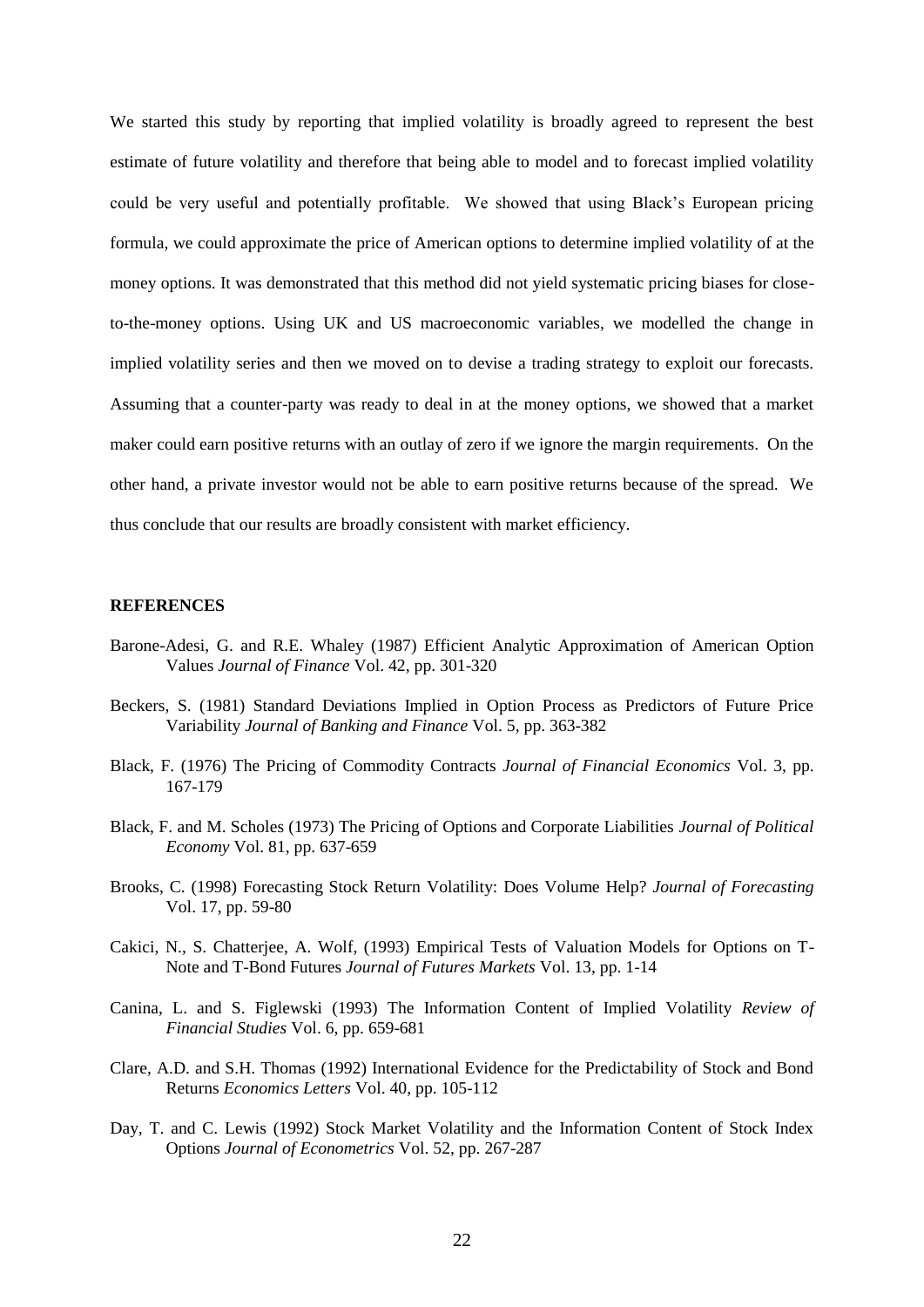We started this study by reporting that implied volatility is broadly agreed to represent the best estimate of future volatility and therefore that being able to model and to forecast implied volatility could be very useful and potentially profitable. We showed that using Black's European pricing formula, we could approximate the price of American options to determine implied volatility of at the money options. It was demonstrated that this method did not yield systematic pricing biases for close-to-the-money options. Using UK and US macroeconomic variables, we modelled the change in implied volatility series and then we moved on to devise a trading strategy to exploit our forecasts. Assuming that a counter-party was ready to deal in at the money options, we showed that a market maker could earn positive returns with an outlay of zero if we ignore the margin requirements. On the other hand, a private investor would not be able to earn positive returns because of the spread. We thus conclude that our results are broadly consistent with market efficiency.

### REFERENCES

Barone-Adesi, G. and R.E. Whaley (1987) Efficient Analytic Approximation of American Option Values *Journal of Finance* Vol. 42, pp. 301-320

Beckers, S. (1981) Standard Deviations Implied in Option Process as Predictors of Future Price Variability *Journal of Banking and Finance* Vol. 5, pp. 363-382

Black, F. (1976) The Pricing of Commodity Contracts *Journal of Financial Economics* Vol. 3, pp. 167-179

Black, F. and M. Scholes (1973) The Pricing of Options and Corporate Liabilities *Journal of Political Economy* Vol. 81, pp. 637-659

Brooks, C. (1998) Forecasting Stock Return Volatility: Does Volume Help? *Journal of Forecasting* Vol. 17, pp. 59-80

Cakici, N., S. Chatterjee, A. Wolf, (1993) Empirical Tests of Valuation Models for Options on T-Note and T-Bond Futures *Journal of Futures Markets* Vol. 13, pp. 1-14

Canina, L. and S. Figlewski (1993) The Information Content of Implied Volatility *Review of Financial Studies* Vol. 6, pp. 659-681

Clare, A.D. and S.H. Thomas (1992) International Evidence for the Predictability of Stock and Bond Returns *Economics Letters* Vol. 40, pp. 105-112

Day, T. and C. Lewis (1992) Stock Market Volatility and the Information Content of Stock Index Options *Journal of Econometrics* Vol. 52, pp. 267-287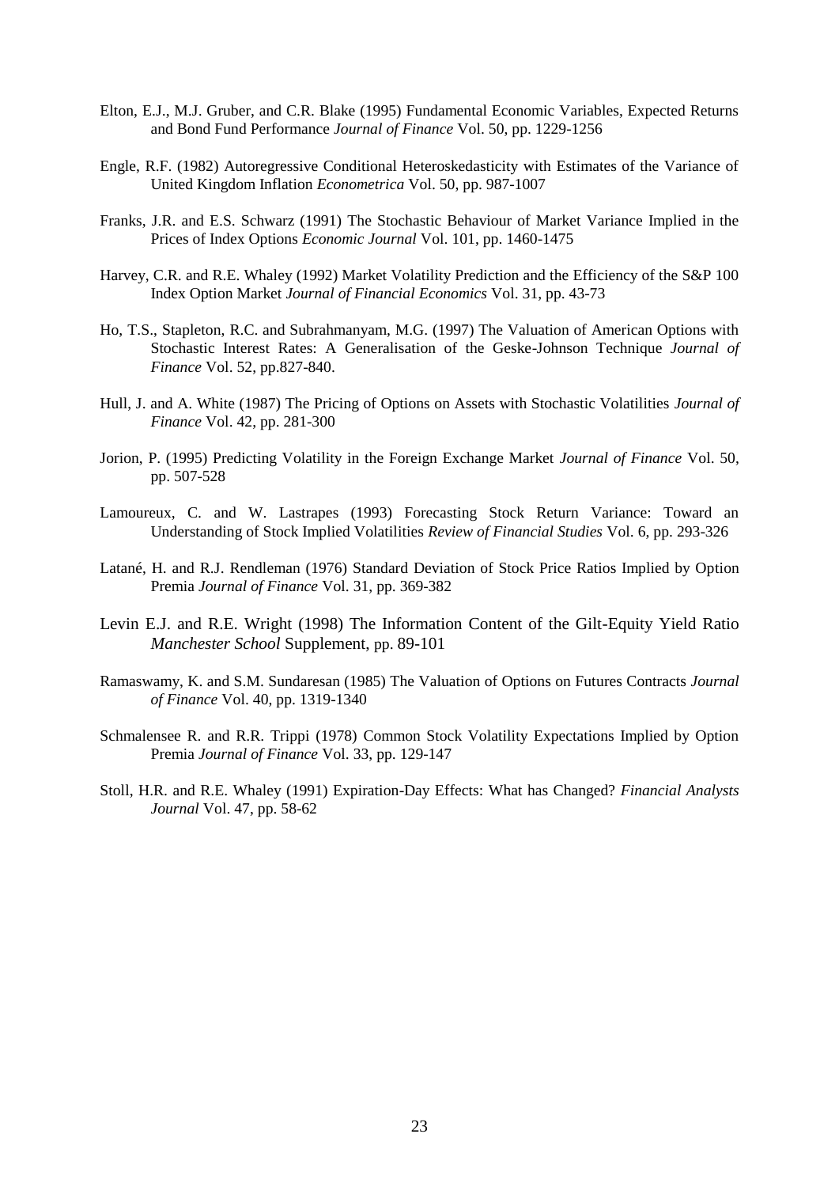Elton, E.J., M.J. Gruber, and C.R. Blake (1995) Fundamental Economic Variables, Expected Returns and Bond Fund Performance *Journal of Finance* Vol. 50, pp. 1229-1256

Engle, R.F. (1982) Autoregressive Conditional Heteroskedasticity with Estimates of the Variance of United Kingdom Inflation *Econometrica* Vol. 50, pp. 987-1007

Franks, J.R. and E.S. Schwarz (1991) The Stochastic Behaviour of Market Variance Implied in the Prices of Index Options *Economic Journal* Vol. 101, pp. 1460-1475

Harvey, C.R. and R.E. Whaley (1992) Market Volatility Prediction and the Efficiency of the S&P 100 Index Option Market *Journal of Financial Economics* Vol. 31, pp. 43-73

Ho, T.S., Stapleton, R.C. and Subrahmanyam, M.G. (1997) The Valuation of American Options with Stochastic Interest Rates: A Generalisation of the Geske-Johnson Technique *Journal of Finance* Vol. 52, pp.827-840.

Hull, J. and A. White (1987) The Pricing of Options on Assets with Stochastic Volatilities *Journal of Finance* Vol. 42, pp. 281-300

Jorion, P. (1995) Predicting Volatility in the Foreign Exchange Market *Journal of Finance* Vol. 50, pp. 507-528

Lamoureux, C. and W. Lastrapes (1993) Forecasting Stock Return Variance: Toward an Understanding of Stock Implied Volatilities *Review of Financial Studies* Vol. 6, pp. 293-326

Latané, H. and R.J. Rendleman (1976) Standard Deviation of Stock Price Ratios Implied by Option Premia *Journal of Finance* Vol. 31, pp. 369-382

Levin E.J. and R.E. Wright (1998) The Information Content of the Gilt-Equity Yield Ratio *Manchester School* Supplement, pp. 89-101

Ramaswamy, K. and S.M. Sundaresan (1985) The Valuation of Options on Futures Contracts *Journal of Finance* Vol. 40, pp. 1319-1340

Schmalensee R. and R.R. Trippi (1978) Common Stock Volatility Expectations Implied by Option Premia *Journal of Finance* Vol. 33, pp. 129-147

Stoll, H.R. and R.E. Whaley (1991) Expiration-Day Effects: What has Changed? *Financial Analysts Journal* Vol. 47, pp. 58-62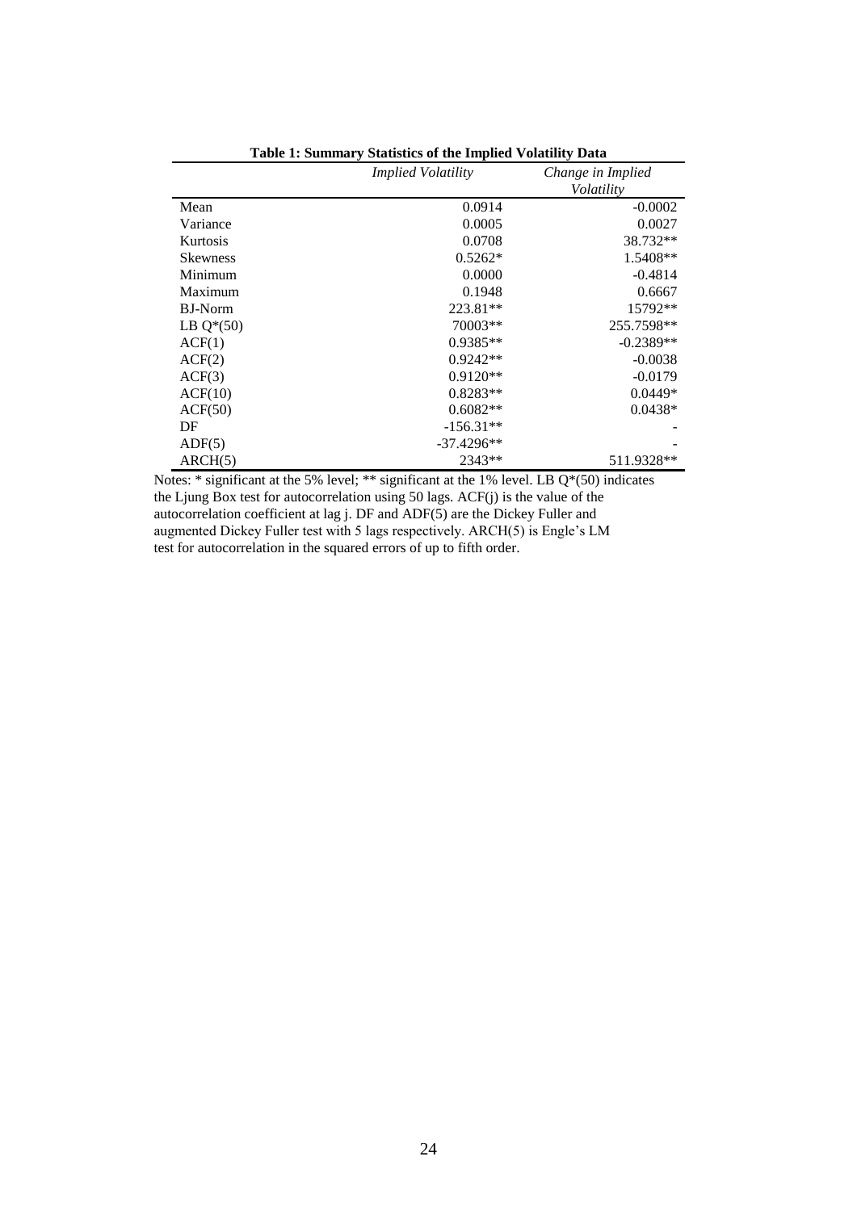**Table 1: Summary Statistics of the Implied Volatility Data**

| | *Implied Volatility* | *Change in Implied Volatility* |
|---|---|---|
| Mean | 0.0914 | -0.0002 |
| Variance | 0.0005 | 0.0027 |
| Kurtosis | 0.0708 | 38.732** |
| Skewness | 0.5262* | 1.5408** |
| Minimum | 0.0000 | -0.4814 |
| Maximum | 0.1948 | 0.6667 |
| BJ-Norm | 223.81** | 15792** |
| LB Q*(50) | 70003** | 255.7598** |
| ACF(1) | 0.9385** | -0.2389** |
| ACF(2) | 0.9242** | -0.0038 |
| ACF(3) | 0.9120** | -0.0179 |
| ACF(10) | 0.8283** | 0.0449* |
| ACF(50) | 0.6082** | 0.0438* |
| DF | -156.31** | - |
| ADF(5) | -37.4296** | - |
| ARCH(5) | 2343** | 511.9328** |

Notes: * significant at the 5% level; ** significant at the 1% level. LB Q*(50) indicates the Ljung Box test for autocorrelation using 50 lags. ACF(j) is the value of the autocorrelation coefficient at lag j. DF and ADF(5) are the Dickey Fuller and augmented Dickey Fuller test with 5 lags respectively. ARCH(5) is Engle's LM test for autocorrelation in the squared errors of up to fifth order.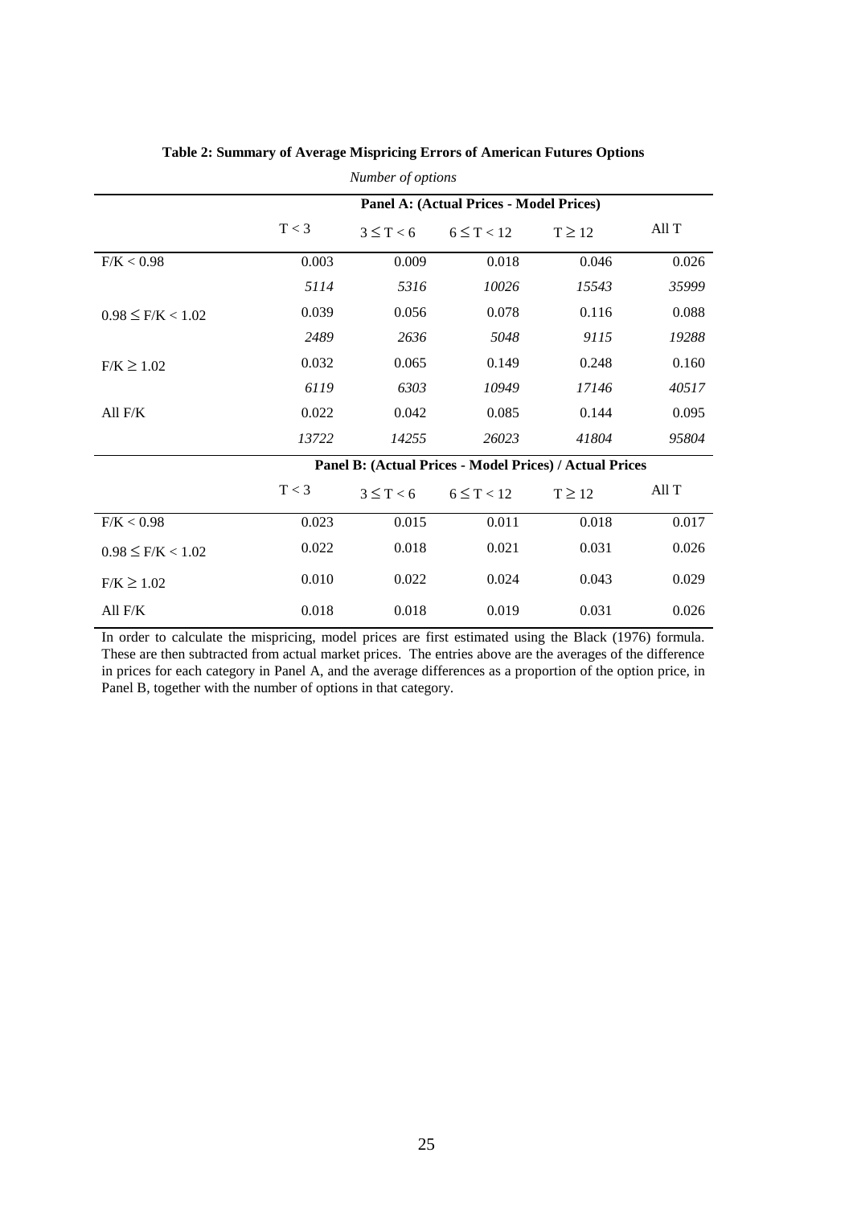**Table 2: Summary of Average Mispricing Errors of American Futures Options**

*Number of options*

| | Panel A: (Actual Prices - Model Prices) | | | | |
|---|---|---|---|---|---|
| | $T < 3$ | $3 \leq T < 6$ | $6 \leq T < 12$ | $T \geq 12$ | All T |
| $F/K < 0.98$ | 0.003 | 0.009 | 0.018 | 0.046 | 0.026 |
| | *5114* | *5316* | *10026* | *15543* | *35999* |
| $0.98 \leq F/K < 1.02$ | 0.039 | 0.056 | 0.078 | 0.116 | 0.088 |
| | *2489* | *2636* | *5048* | *9115* | *19288* |
| $F/K \geq 1.02$ | 0.032 | 0.065 | 0.149 | 0.248 | 0.160 |
| | *6119* | *6303* | *10949* | *17146* | *40517* |
| All F/K | 0.022 | 0.042 | 0.085 | 0.144 | 0.095 |
| | *13722* | *14255* | *26023* | *41804* | *95804* |
| | **Panel B: (Actual Prices - Model Prices) / Actual Prices** | | | | |
| | $T < 3$ | $3 \leq T < 6$ | $6 \leq T < 12$ | $T \geq 12$ | All T |
| $F/K < 0.98$ | 0.023 | 0.015 | 0.011 | 0.018 | 0.017 |
| $0.98 \leq F/K < 1.02$ | 0.022 | 0.018 | 0.021 | 0.031 | 0.026 |
| $F/K \geq 1.02$ | 0.010 | 0.022 | 0.024 | 0.043 | 0.029 |
| All F/K | 0.018 | 0.018 | 0.019 | 0.031 | 0.026 |

In order to calculate the mispricing, model prices are first estimated using the Black (1976) formula. These are then subtracted from actual market prices. The entries above are the averages of the difference in prices for each category in Panel A, and the average differences as a proportion of the option price, in Panel B, together with the number of options in that category.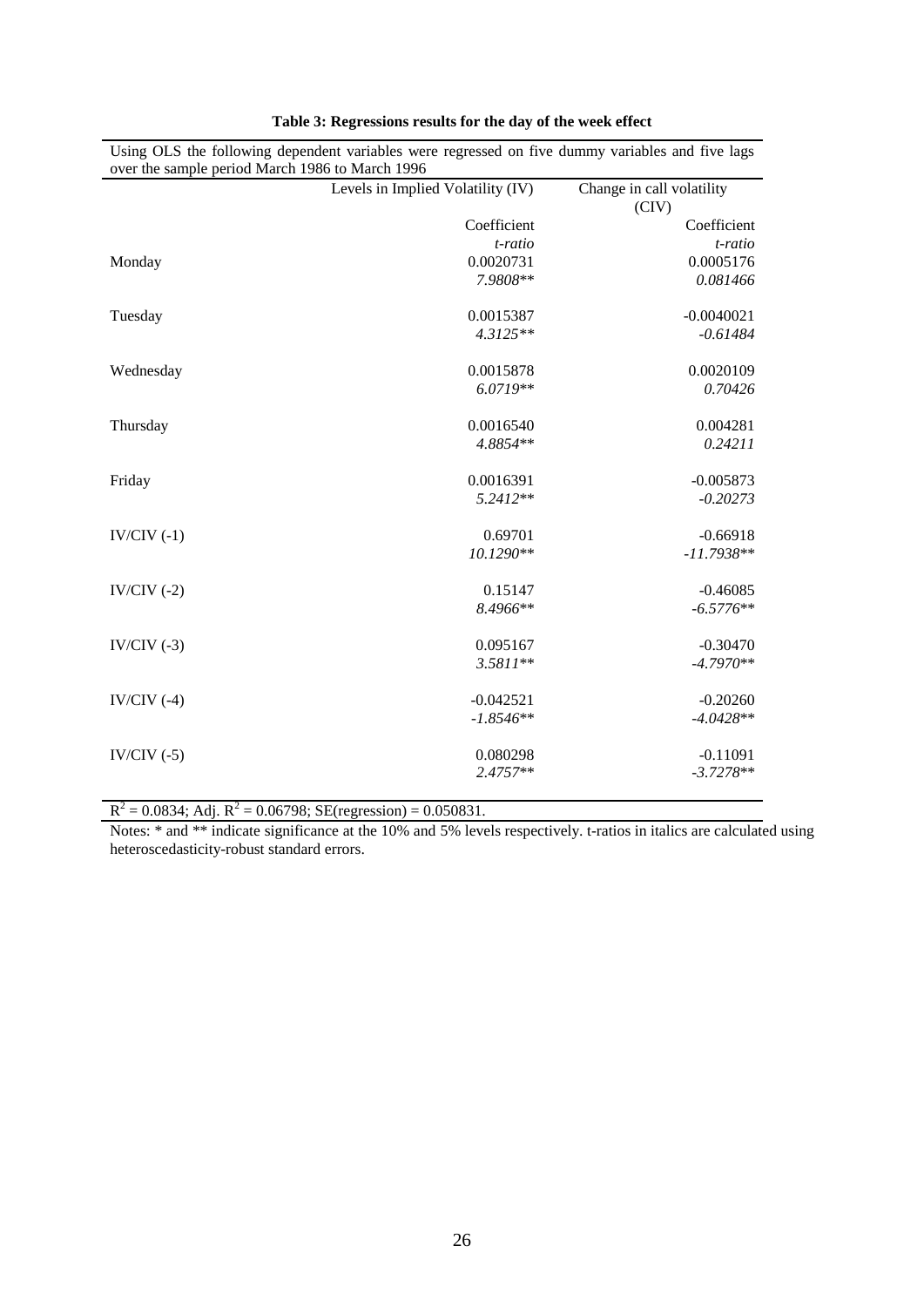**Table 3: Regressions results for the day of the week effect**

Using OLS the following dependent variables were regressed on five dummy variables and five lags over the sample period March 1986 to March 1996

| | Levels in Implied Volatility (IV) | Change in call volatility (CIV) |
|---|---|---|
| | Coefficient | Coefficient |
| | *t-ratio* | *t-ratio* |
| Monday | 0.0020731 | 0.0005176 |
| | *7.9808*** | *0.081466* |
| Tuesday | 0.0015387 | -0.0040021 |
| | *4.3125*** | *-0.61484* |
| Wednesday | 0.0015878 | 0.0020109 |
| | *6.0719*** | *0.70426* |
| Thursday | 0.0016540 | 0.004281 |
| | *4.8854*** | *0.24211* |
| Friday | 0.0016391 | -0.005873 |
| | *5.2412*** | *-0.20273* |
| IV/CIV (-1) | 0.69701 | -0.66918 |
| | *10.1290*** | *-11.7938*** |
| IV/CIV (-2) | 0.15147 | -0.46085 |
| | *8.4966*** | *-6.5776*** |
| IV/CIV (-3) | 0.095167 | -0.30470 |
| | *3.5811*** | *-4.7970*** |
| IV/CIV (-4) | -0.042521 | -0.20260 |
| | *-1.8546*** | *-4.0428*** |
| IV/CIV (-5) | 0.080298 | -0.11091 |
| | *2.4757*** | *-3.7278*** |

$R^2 = 0.0834$; Adj. $R^2 = 0.06798$; SE(regression) = 0.050831.

Notes: * and ** indicate significance at the 10% and 5% levels respectively. t-ratios in italics are calculated using heteroscedasticity-robust standard errors.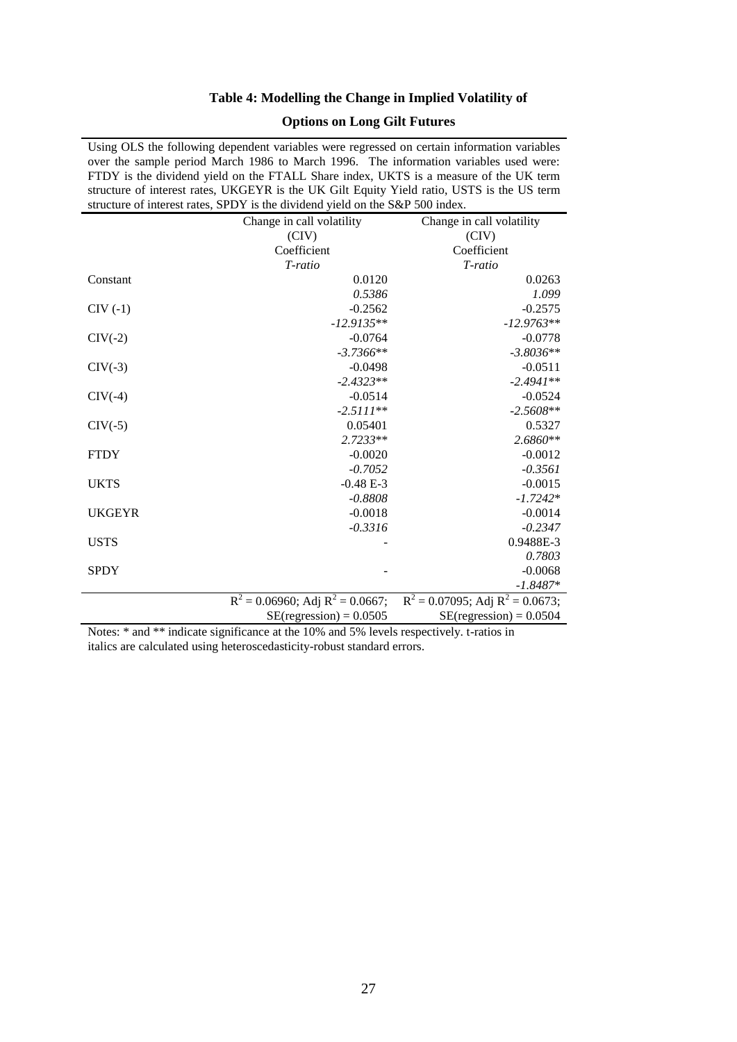**Table 4: Modelling the Change in Implied Volatility of**

**Options on Long Gilt Futures**

Using OLS the following dependent variables were regressed on certain information variables over the sample period March 1986 to March 1996. The information variables used were: FTDY is the dividend yield on the FTALL Share index, UKTS is a measure of the UK term structure of interest rates, UKGEYR is the UK Gilt Equity Yield ratio, USTS is the US term structure of interest rates, SPDY is the dividend yield on the S&P 500 index.

| | Change in call volatility (CIV) Coefficient *T-ratio* | Change in call volatility (CIV) Coefficient *T-ratio* |
|---|---|---|
| Constant | 0.0120 | 0.0263 |
| | *0.5386* | *1.099* |
| CIV (-1) | -0.2562 | -0.2575 |
| | *-12.9135*** | *-12.9763*** |
| CIV(-2) | -0.0764 | -0.0778 |
| | *-3.7366*** | *-3.8036*** |
| CIV(-3) | -0.0498 | -0.0511 |
| | *-2.4323*** | *-2.4941*** |
| CIV(-4) | -0.0514 | -0.0524 |
| | *-2.5111*** | *-2.5608*** |
| CIV(-5) | 0.05401 | 0.5327 |
| | *2.7233*** | *2.6860*** |
| FTDY | -0.0020 | -0.0012 |
| | *-0.7052* | *-0.3561* |
| UKTS | -0.48 E-3 | -0.0015 |
| | *-0.8808* | *-1.7242** |
| UKGEYR | -0.0018 | -0.0014 |
| | *-0.3316* | *-0.2347* |
| USTS | - | 0.9488E-3 |
| | | *0.7803* |
| SPDY | - | -0.0068 |
| | | *-1.8487** |
| | $R^2 = 0.06960$; Adj $R^2 = 0.0667$; SE(regression) = 0.0505 | $R^2 = 0.07095$; Adj $R^2 = 0.0673$; SE(regression) = 0.0504 |

Notes: * and ** indicate significance at the 10% and 5% levels respectively. t-ratios in italics are calculated using heteroscedasticity-robust standard errors.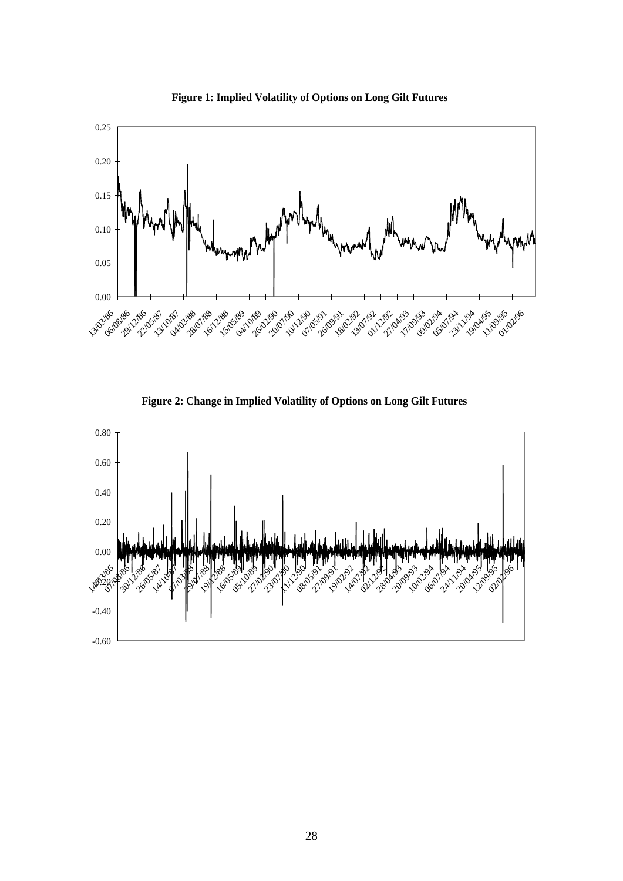**Figure 1: Implied Volatility of Options on Long Gilt Futures**

**Figure 2: Change in Implied Volatility of Options on Long Gilt Futures**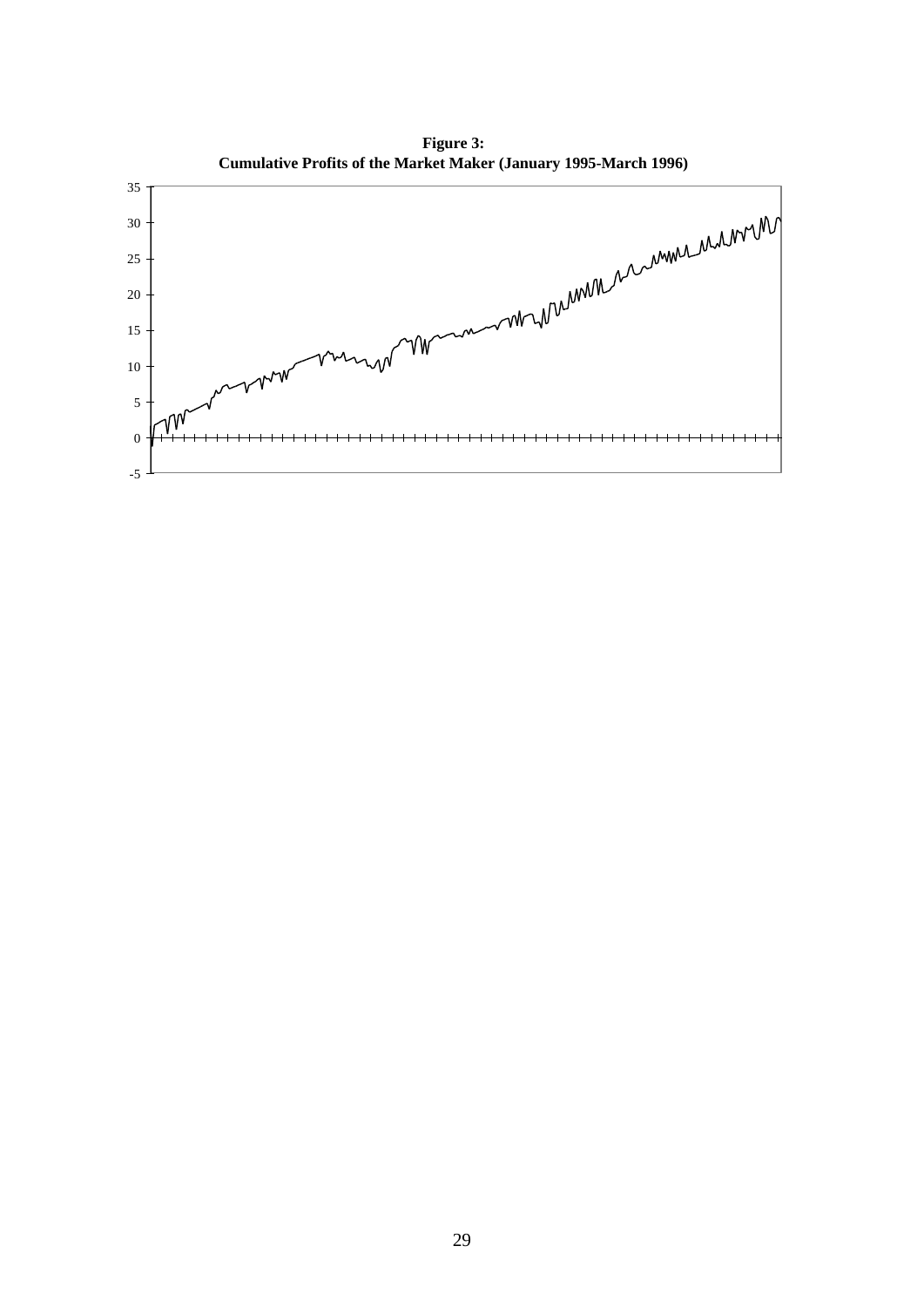**Figure 3:**
**Cumulative Profits of the Market Maker (January 1995-March 1996)**

35
30
25
20
15
10
5
0
-5